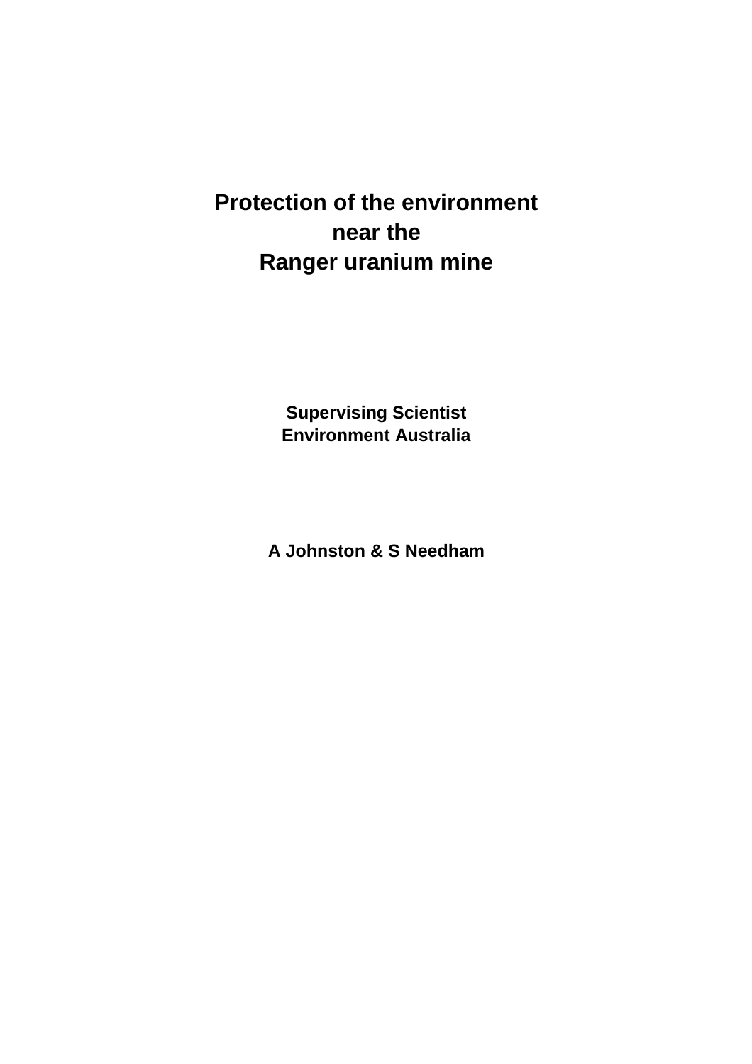# Protection of the environment near the Ranger uranium mine

**Supervising Scientist**
**Environment Australia**

**A Johnston & S Needham**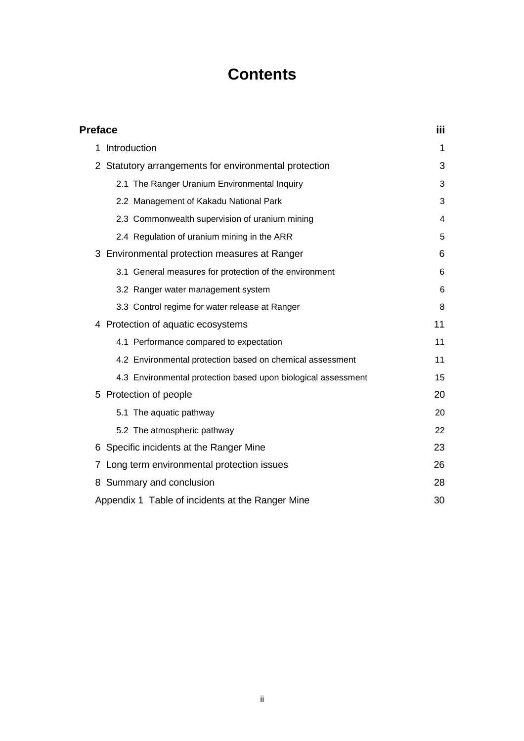# Contents

| | |
|---|---|
| **Preface** | **iii** |
| 1 Introduction | 1 |
| 2 Statutory arrangements for environmental protection | 3 |
| 2.1 The Ranger Uranium Environmental Inquiry | 3 |
| 2.2 Management of Kakadu National Park | 3 |
| 2.3 Commonwealth supervision of uranium mining | 4 |
| 2.4 Regulation of uranium mining in the ARR | 5 |
| 3 Environmental protection measures at Ranger | 6 |
| 3.1 General measures for protection of the environment | 6 |
| 3.2 Ranger water management system | 6 |
| 3.3 Control regime for water release at Ranger | 8 |
| 4 Protection of aquatic ecosystems | 11 |
| 4.1 Performance compared to expectation | 11 |
| 4.2 Environmental protection based on chemical assessment | 11 |
| 4.3 Environmental protection based upon biological assessment | 15 |
| 5 Protection of people | 20 |
| 5.1 The aquatic pathway | 20 |
| 5.2 The atmospheric pathway | 22 |
| 6 Specific incidents at the Ranger Mine | 23 |
| 7 Long term environmental protection issues | 26 |
| 8 Summary and conclusion | 28 |
| Appendix 1 Table of incidents at the Ranger Mine | 30 |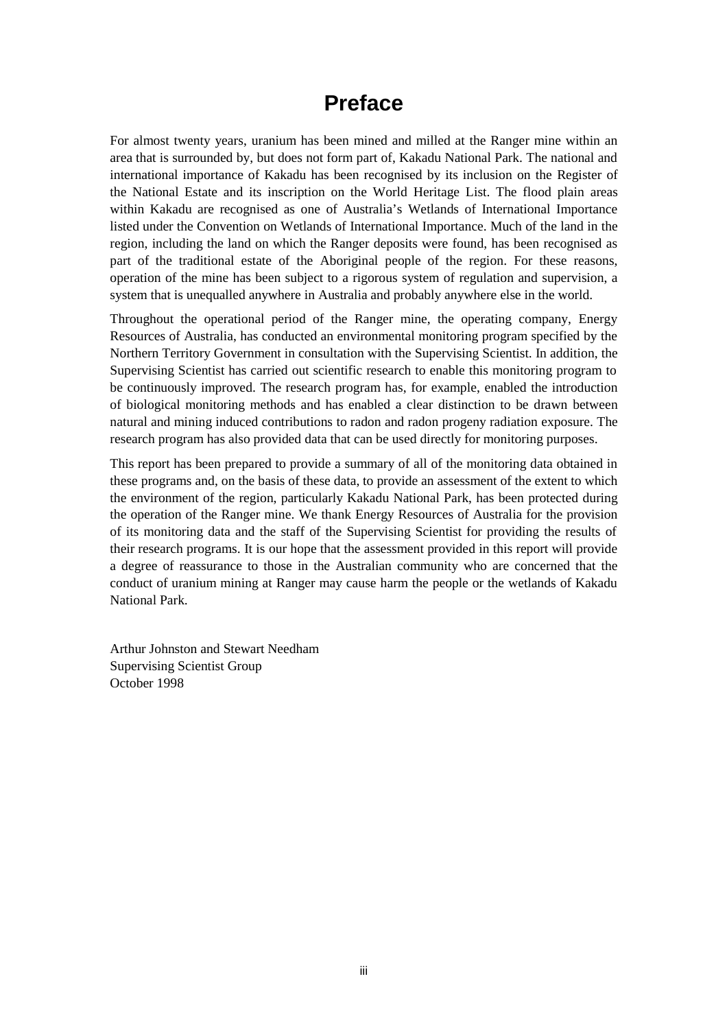# Preface

For almost twenty years, uranium has been mined and milled at the Ranger mine within an area that is surrounded by, but does not form part of, Kakadu National Park. The national and international importance of Kakadu has been recognised by its inclusion on the Register of the National Estate and its inscription on the World Heritage List. The flood plain areas within Kakadu are recognised as one of Australia's Wetlands of International Importance listed under the Convention on Wetlands of International Importance. Much of the land in the region, including the land on which the Ranger deposits were found, has been recognised as part of the traditional estate of the Aboriginal people of the region. For these reasons, operation of the mine has been subject to a rigorous system of regulation and supervision, a system that is unequalled anywhere in Australia and probably anywhere else in the world.

Throughout the operational period of the Ranger mine, the operating company, Energy Resources of Australia, has conducted an environmental monitoring program specified by the Northern Territory Government in consultation with the Supervising Scientist. In addition, the Supervising Scientist has carried out scientific research to enable this monitoring program to be continuously improved. The research program has, for example, enabled the introduction of biological monitoring methods and has enabled a clear distinction to be drawn between natural and mining induced contributions to radon and radon progeny radiation exposure. The research program has also provided data that can be used directly for monitoring purposes.

This report has been prepared to provide a summary of all of the monitoring data obtained in these programs and, on the basis of these data, to provide an assessment of the extent to which the environment of the region, particularly Kakadu National Park, has been protected during the operation of the Ranger mine. We thank Energy Resources of Australia for the provision of its monitoring data and the staff of the Supervising Scientist for providing the results of their research programs. It is our hope that the assessment provided in this report will provide a degree of reassurance to those in the Australian community who are concerned that the conduct of uranium mining at Ranger may cause harm the people or the wetlands of Kakadu National Park.

Arthur Johnston and Stewart Needham
Supervising Scientist Group
October 1998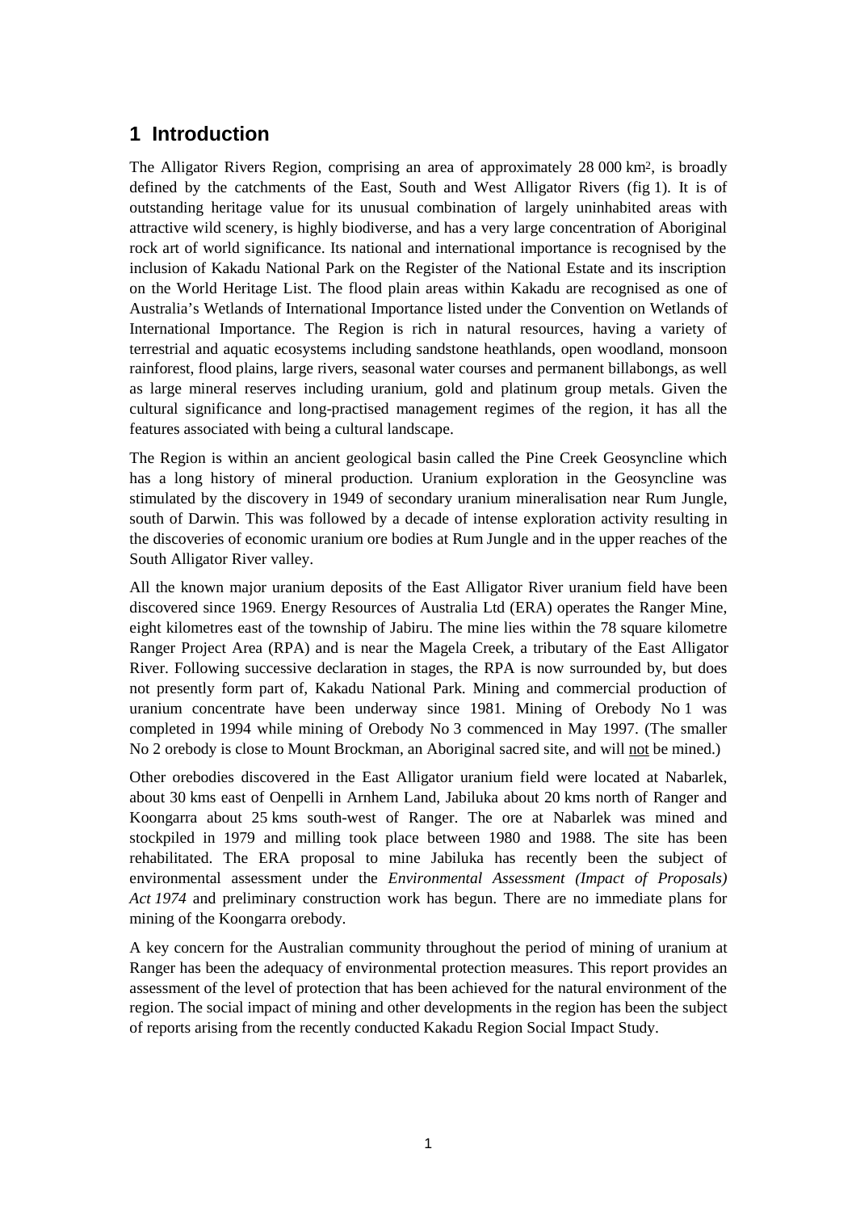# 1 Introduction

The Alligator Rivers Region, comprising an area of approximately 28 000 km$^2$, is broadly defined by the catchments of the East, South and West Alligator Rivers (fig 1). It is of outstanding heritage value for its unusual combination of largely uninhabited areas with attractive wild scenery, is highly biodiverse, and has a very large concentration of Aboriginal rock art of world significance. Its national and international importance is recognised by the inclusion of Kakadu National Park on the Register of the National Estate and its inscription on the World Heritage List. The flood plain areas within Kakadu are recognised as one of Australia's Wetlands of International Importance listed under the Convention on Wetlands of International Importance. The Region is rich in natural resources, having a variety of terrestrial and aquatic ecosystems including sandstone heathlands, open woodland, monsoon rainforest, flood plains, large rivers, seasonal water courses and permanent billabongs, as well as large mineral reserves including uranium, gold and platinum group metals. Given the cultural significance and long-practised management regimes of the region, it has all the features associated with being a cultural landscape.

The Region is within an ancient geological basin called the Pine Creek Geosyncline which has a long history of mineral production. Uranium exploration in the Geosyncline was stimulated by the discovery in 1949 of secondary uranium mineralisation near Rum Jungle, south of Darwin. This was followed by a decade of intense exploration activity resulting in the discoveries of economic uranium ore bodies at Rum Jungle and in the upper reaches of the South Alligator River valley.

All the known major uranium deposits of the East Alligator River uranium field have been discovered since 1969. Energy Resources of Australia Ltd (ERA) operates the Ranger Mine, eight kilometres east of the township of Jabiru. The mine lies within the 78 square kilometre Ranger Project Area (RPA) and is near the Magela Creek, a tributary of the East Alligator River. Following successive declaration in stages, the RPA is now surrounded by, but does not presently form part of, Kakadu National Park. Mining and commercial production of uranium concentrate have been underway since 1981. Mining of Orebody No 1 was completed in 1994 while mining of Orebody No 3 commenced in May 1997. (The smaller No 2 orebody is close to Mount Brockman, an Aboriginal sacred site, and will <u>not</u> be mined.)

Other orebodies discovered in the East Alligator uranium field were located at Nabarlek, about 30 kms east of Oenpelli in Arnhem Land, Jabiluka about 20 kms north of Ranger and Koongarra about 25 kms south-west of Ranger. The ore at Nabarlek was mined and stockpiled in 1979 and milling took place between 1980 and 1988. The site has been rehabilitated. The ERA proposal to mine Jabiluka has recently been the subject of environmental assessment under the *Environmental Assessment (Impact of Proposals) Act 1974* and preliminary construction work has begun. There are no immediate plans for mining of the Koongarra orebody.

A key concern for the Australian community throughout the period of mining of uranium at Ranger has been the adequacy of environmental protection measures. This report provides an assessment of the level of protection that has been achieved for the natural environment of the region. The social impact of mining and other developments in the region has been the subject of reports arising from the recently conducted Kakadu Region Social Impact Study.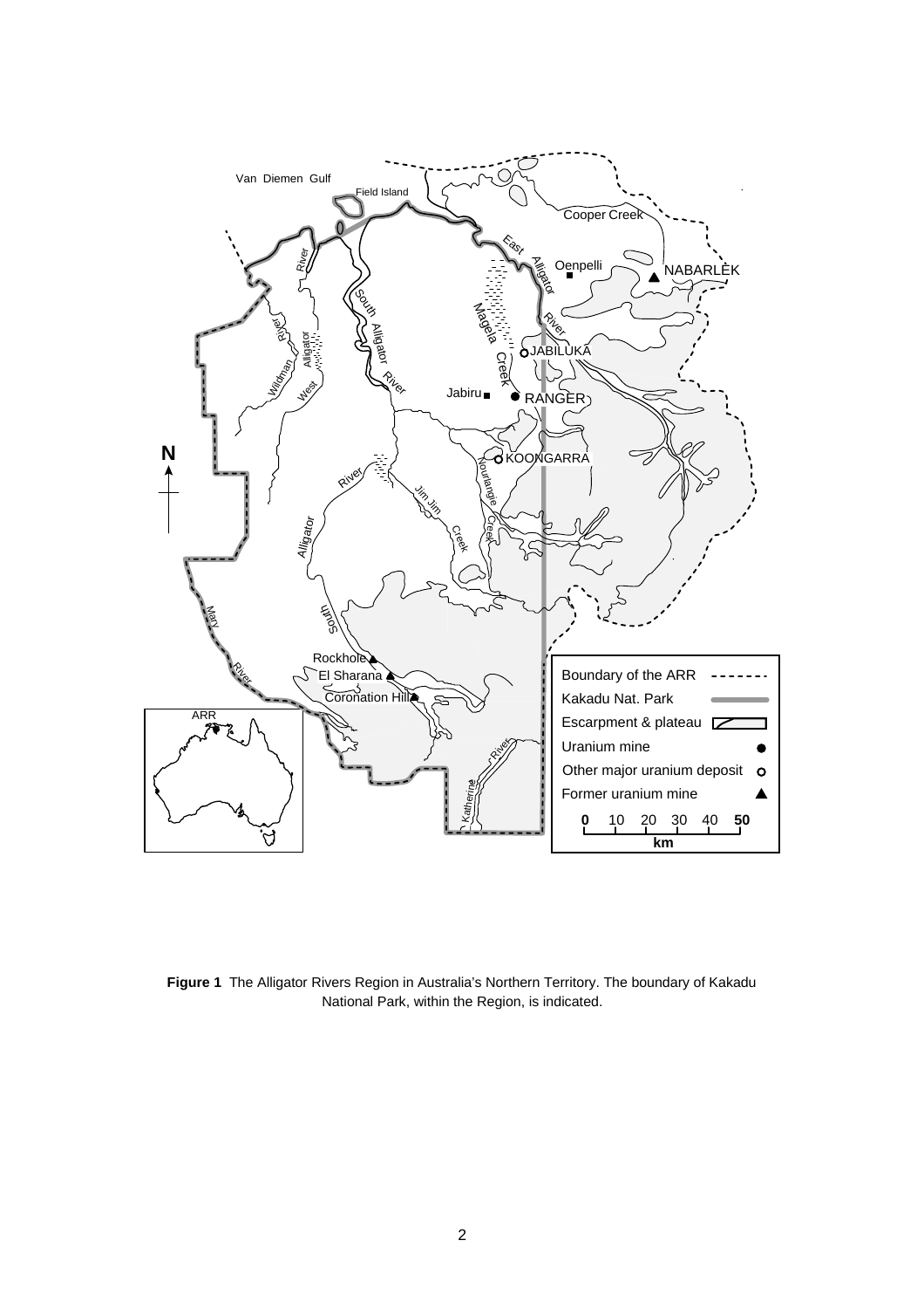**Figure 1** The Alligator Rivers Region in Australia's Northern Territory. The boundary of Kakadu National Park, within the Region, is indicated.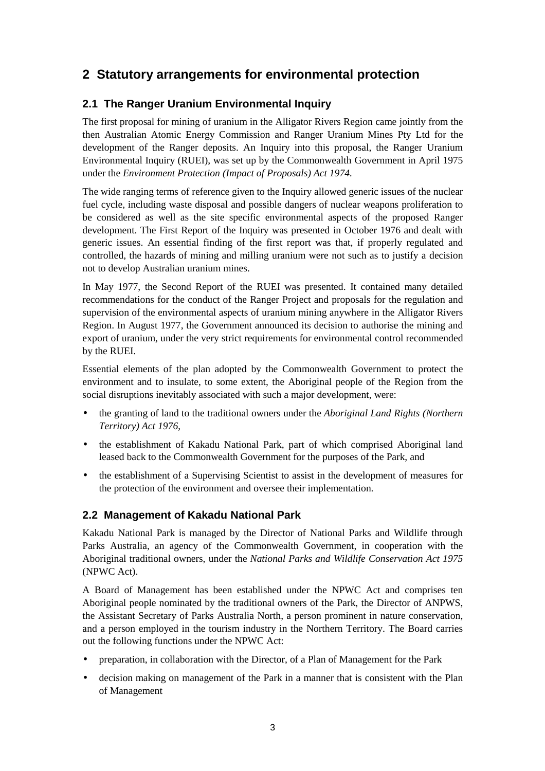## 2 Statutory arrangements for environmental protection

### 2.1 The Ranger Uranium Environmental Inquiry

The first proposal for mining of uranium in the Alligator Rivers Region came jointly from the then Australian Atomic Energy Commission and Ranger Uranium Mines Pty Ltd for the development of the Ranger deposits. An Inquiry into this proposal, the Ranger Uranium Environmental Inquiry (RUEI), was set up by the Commonwealth Government in April 1975 under the *Environment Protection (Impact of Proposals) Act 1974.*

The wide ranging terms of reference given to the Inquiry allowed generic issues of the nuclear fuel cycle, including waste disposal and possible dangers of nuclear weapons proliferation to be considered as well as the site specific environmental aspects of the proposed Ranger development. The First Report of the Inquiry was presented in October 1976 and dealt with generic issues. An essential finding of the first report was that, if properly regulated and controlled, the hazards of mining and milling uranium were not such as to justify a decision not to develop Australian uranium mines.

In May 1977, the Second Report of the RUEI was presented. It contained many detailed recommendations for the conduct of the Ranger Project and proposals for the regulation and supervision of the environmental aspects of uranium mining anywhere in the Alligator Rivers Region. In August 1977, the Government announced its decision to authorise the mining and export of uranium, under the very strict requirements for environmental control recommended by the RUEI.

Essential elements of the plan adopted by the Commonwealth Government to protect the environment and to insulate, to some extent, the Aboriginal people of the Region from the social disruptions inevitably associated with such a major development, were:

- the granting of land to the traditional owners under the *Aboriginal Land Rights (Northern Territory) Act 1976*,
- the establishment of Kakadu National Park, part of which comprised Aboriginal land leased back to the Commonwealth Government for the purposes of the Park, and
- the establishment of a Supervising Scientist to assist in the development of measures for the protection of the environment and oversee their implementation.

### 2.2 Management of Kakadu National Park

Kakadu National Park is managed by the Director of National Parks and Wildlife through Parks Australia, an agency of the Commonwealth Government, in cooperation with the Aboriginal traditional owners, under the *National Parks and Wildlife Conservation Act 1975* (NPWC Act).

A Board of Management has been established under the NPWC Act and comprises ten Aboriginal people nominated by the traditional owners of the Park, the Director of ANPWS, the Assistant Secretary of Parks Australia North, a person prominent in nature conservation, and a person employed in the tourism industry in the Northern Territory. The Board carries out the following functions under the NPWC Act:

- preparation, in collaboration with the Director, of a Plan of Management for the Park
- decision making on management of the Park in a manner that is consistent with the Plan of Management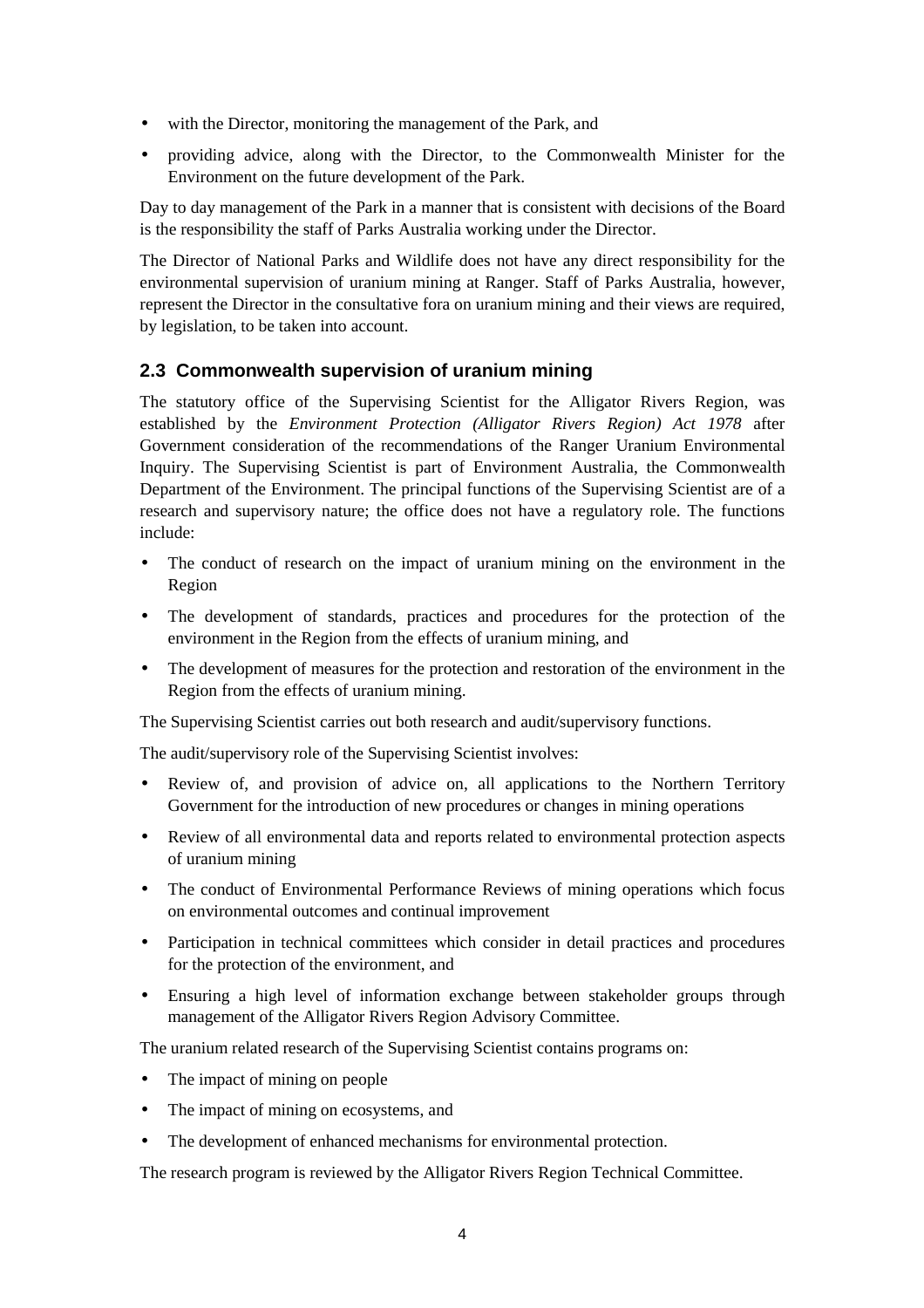- with the Director, monitoring the management of the Park, and
- providing advice, along with the Director, to the Commonwealth Minister for the Environment on the future development of the Park.

Day to day management of the Park in a manner that is consistent with decisions of the Board is the responsibility the staff of Parks Australia working under the Director.

The Director of National Parks and Wildlife does not have any direct responsibility for the environmental supervision of uranium mining at Ranger. Staff of Parks Australia, however, represent the Director in the consultative fora on uranium mining and their views are required, by legislation, to be taken into account.

## 2.3 Commonwealth supervision of uranium mining

The statutory office of the Supervising Scientist for the Alligator Rivers Region, was established by the *Environment Protection (Alligator Rivers Region) Act 1978* after Government consideration of the recommendations of the Ranger Uranium Environmental Inquiry. The Supervising Scientist is part of Environment Australia, the Commonwealth Department of the Environment. The principal functions of the Supervising Scientist are of a research and supervisory nature; the office does not have a regulatory role. The functions include:

- The conduct of research on the impact of uranium mining on the environment in the Region
- The development of standards, practices and procedures for the protection of the environment in the Region from the effects of uranium mining, and
- The development of measures for the protection and restoration of the environment in the Region from the effects of uranium mining.

The Supervising Scientist carries out both research and audit/supervisory functions.

The audit/supervisory role of the Supervising Scientist involves:

- Review of, and provision of advice on, all applications to the Northern Territory Government for the introduction of new procedures or changes in mining operations
- Review of all environmental data and reports related to environmental protection aspects of uranium mining
- The conduct of Environmental Performance Reviews of mining operations which focus on environmental outcomes and continual improvement
- Participation in technical committees which consider in detail practices and procedures for the protection of the environment, and
- Ensuring a high level of information exchange between stakeholder groups through management of the Alligator Rivers Region Advisory Committee.

The uranium related research of the Supervising Scientist contains programs on:

- The impact of mining on people
- The impact of mining on ecosystems, and
- The development of enhanced mechanisms for environmental protection.

The research program is reviewed by the Alligator Rivers Region Technical Committee.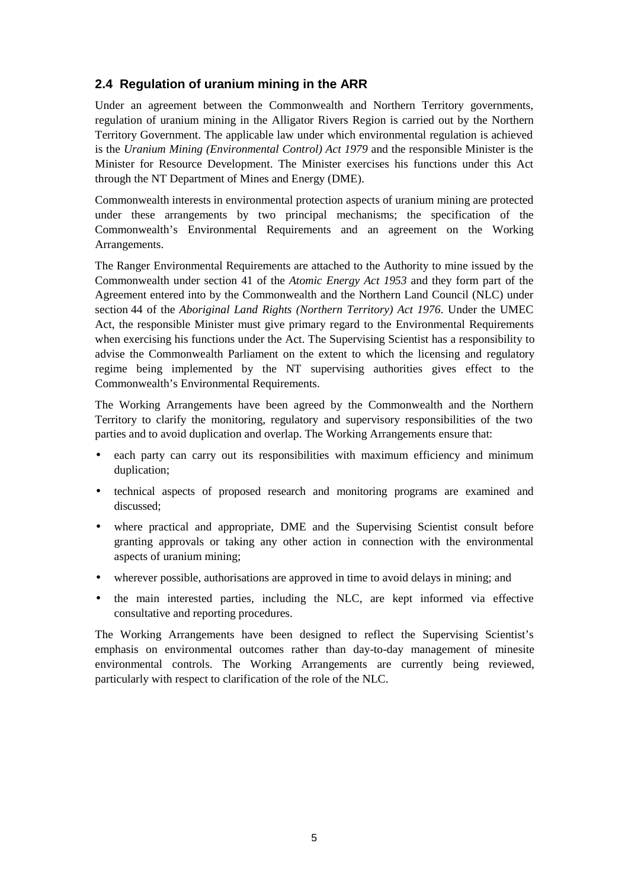## 2.4 Regulation of uranium mining in the ARR

Under an agreement between the Commonwealth and Northern Territory governments, regulation of uranium mining in the Alligator Rivers Region is carried out by the Northern Territory Government. The applicable law under which environmental regulation is achieved is the *Uranium Mining (Environmental Control) Act 1979* and the responsible Minister is the Minister for Resource Development. The Minister exercises his functions under this Act through the NT Department of Mines and Energy (DME).

Commonwealth interests in environmental protection aspects of uranium mining are protected under these arrangements by two principal mechanisms; the specification of the Commonwealth's Environmental Requirements and an agreement on the Working Arrangements.

The Ranger Environmental Requirements are attached to the Authority to mine issued by the Commonwealth under section 41 of the *Atomic Energy Act 1953* and they form part of the Agreement entered into by the Commonwealth and the Northern Land Council (NLC) under section 44 of the *Aboriginal Land Rights (Northern Territory) Act 1976*. Under the UMEC Act, the responsible Minister must give primary regard to the Environmental Requirements when exercising his functions under the Act. The Supervising Scientist has a responsibility to advise the Commonwealth Parliament on the extent to which the licensing and regulatory regime being implemented by the NT supervising authorities gives effect to the Commonwealth's Environmental Requirements.

The Working Arrangements have been agreed by the Commonwealth and the Northern Territory to clarify the monitoring, regulatory and supervisory responsibilities of the two parties and to avoid duplication and overlap. The Working Arrangements ensure that:

- each party can carry out its responsibilities with maximum efficiency and minimum duplication;
- technical aspects of proposed research and monitoring programs are examined and discussed;
- where practical and appropriate, DME and the Supervising Scientist consult before granting approvals or taking any other action in connection with the environmental aspects of uranium mining;
- wherever possible, authorisations are approved in time to avoid delays in mining; and
- the main interested parties, including the NLC, are kept informed via effective consultative and reporting procedures.

The Working Arrangements have been designed to reflect the Supervising Scientist's emphasis on environmental outcomes rather than day-to-day management of minesite environmental controls. The Working Arrangements are currently being reviewed, particularly with respect to clarification of the role of the NLC.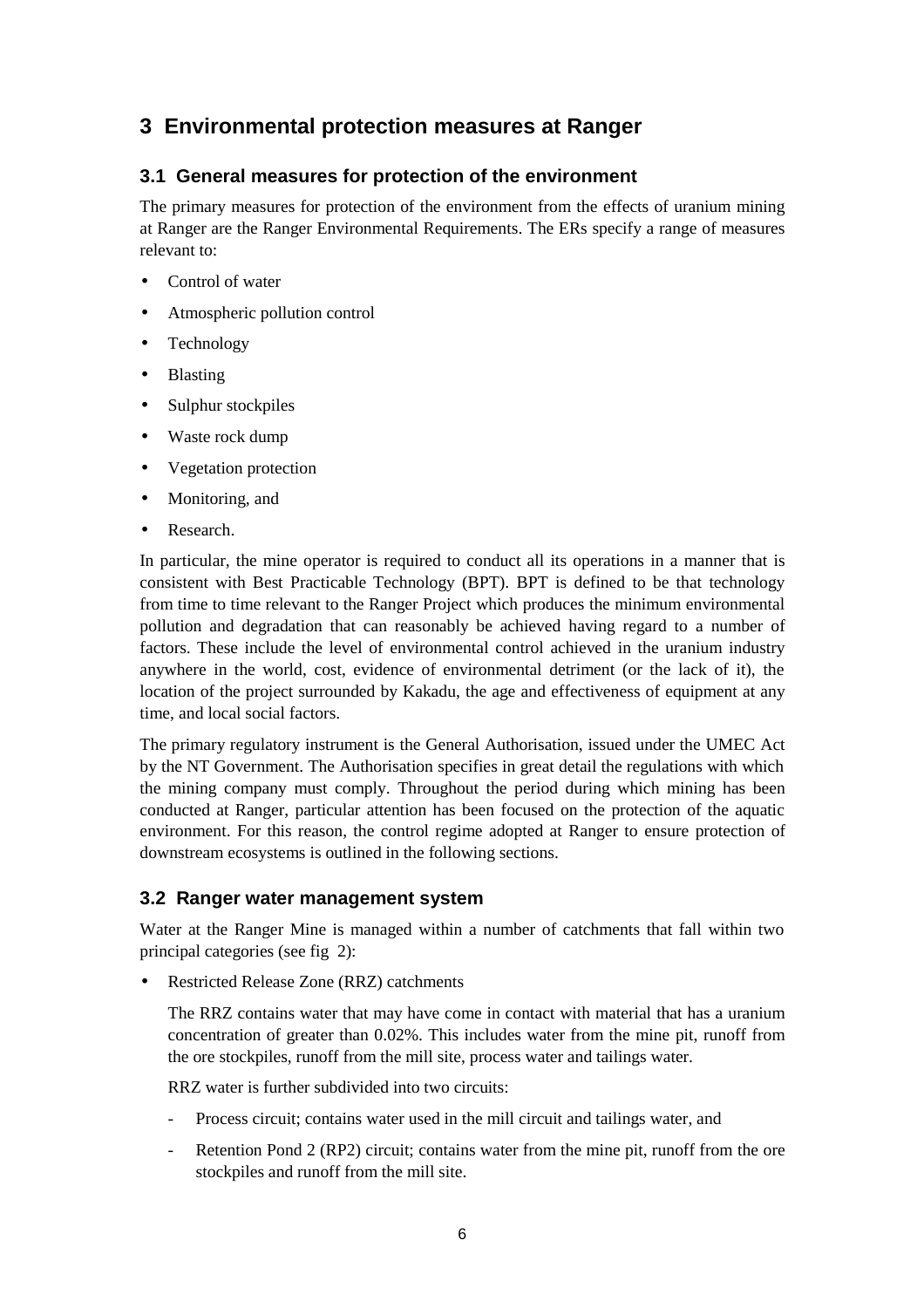# 3 Environmental protection measures at Ranger

## 3.1 General measures for protection of the environment

The primary measures for protection of the environment from the effects of uranium mining at Ranger are the Ranger Environmental Requirements. The ERs specify a range of measures relevant to:

- Control of water
- Atmospheric pollution control
- Technology
- Blasting
- Sulphur stockpiles
- Waste rock dump
- Vegetation protection
- Monitoring, and
- Research.

In particular, the mine operator is required to conduct all its operations in a manner that is consistent with Best Practicable Technology (BPT). BPT is defined to be that technology from time to time relevant to the Ranger Project which produces the minimum environmental pollution and degradation that can reasonably be achieved having regard to a number of factors. These include the level of environmental control achieved in the uranium industry anywhere in the world, cost, evidence of environmental detriment (or the lack of it), the location of the project surrounded by Kakadu, the age and effectiveness of equipment at any time, and local social factors.

The primary regulatory instrument is the General Authorisation, issued under the UMEC Act by the NT Government. The Authorisation specifies in great detail the regulations with which the mining company must comply. Throughout the period during which mining has been conducted at Ranger, particular attention has been focused on the protection of the aquatic environment. For this reason, the control regime adopted at Ranger to ensure protection of downstream ecosystems is outlined in the following sections.

## 3.2 Ranger water management system

Water at the Ranger Mine is managed within a number of catchments that fall within two principal categories (see fig 2):

- Restricted Release Zone (RRZ) catchments

  The RRZ contains water that may have come in contact with material that has a uranium concentration of greater than 0.02%. This includes water from the mine pit, runoff from the ore stockpiles, runoff from the mill site, process water and tailings water.

  RRZ water is further subdivided into two circuits:

  - Process circuit; contains water used in the mill circuit and tailings water, and
  - Retention Pond 2 (RP2) circuit; contains water from the mine pit, runoff from the ore stockpiles and runoff from the mill site.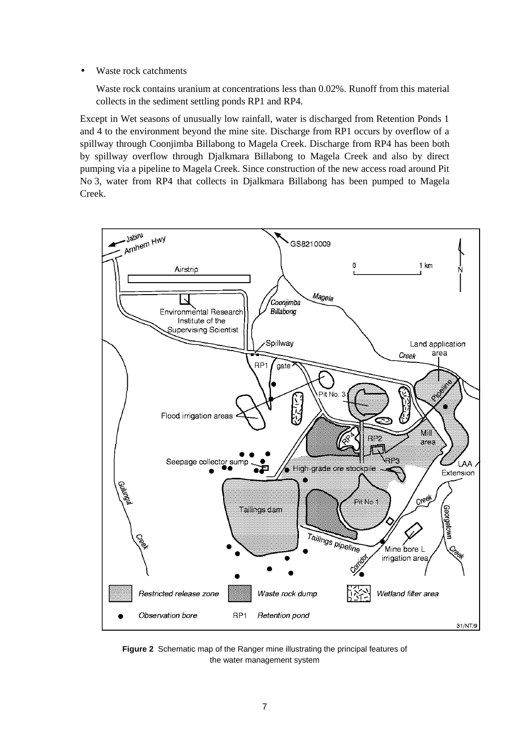- Waste rock catchments

  Waste rock contains uranium at concentrations less than 0.02%. Runoff from this material collects in the sediment settling ponds RP1 and RP4.

Except in Wet seasons of unusually low rainfall, water is discharged from Retention Ponds 1 and 4 to the environment beyond the mine site. Discharge from RP1 occurs by overflow of a spillway through Coonjimba Billabong to Magela Creek. Discharge from RP4 has been both by spillway overflow through Djalkmara Billabong to Magela Creek and also by direct pumping via a pipeline to Magela Creek. Since construction of the new access road around Pit No 3, water from RP4 that collects in Djalkmara Billabong has been pumped to Magela Creek.

**Figure 2** Schematic map of the Ranger mine illustrating the principal features of the water management system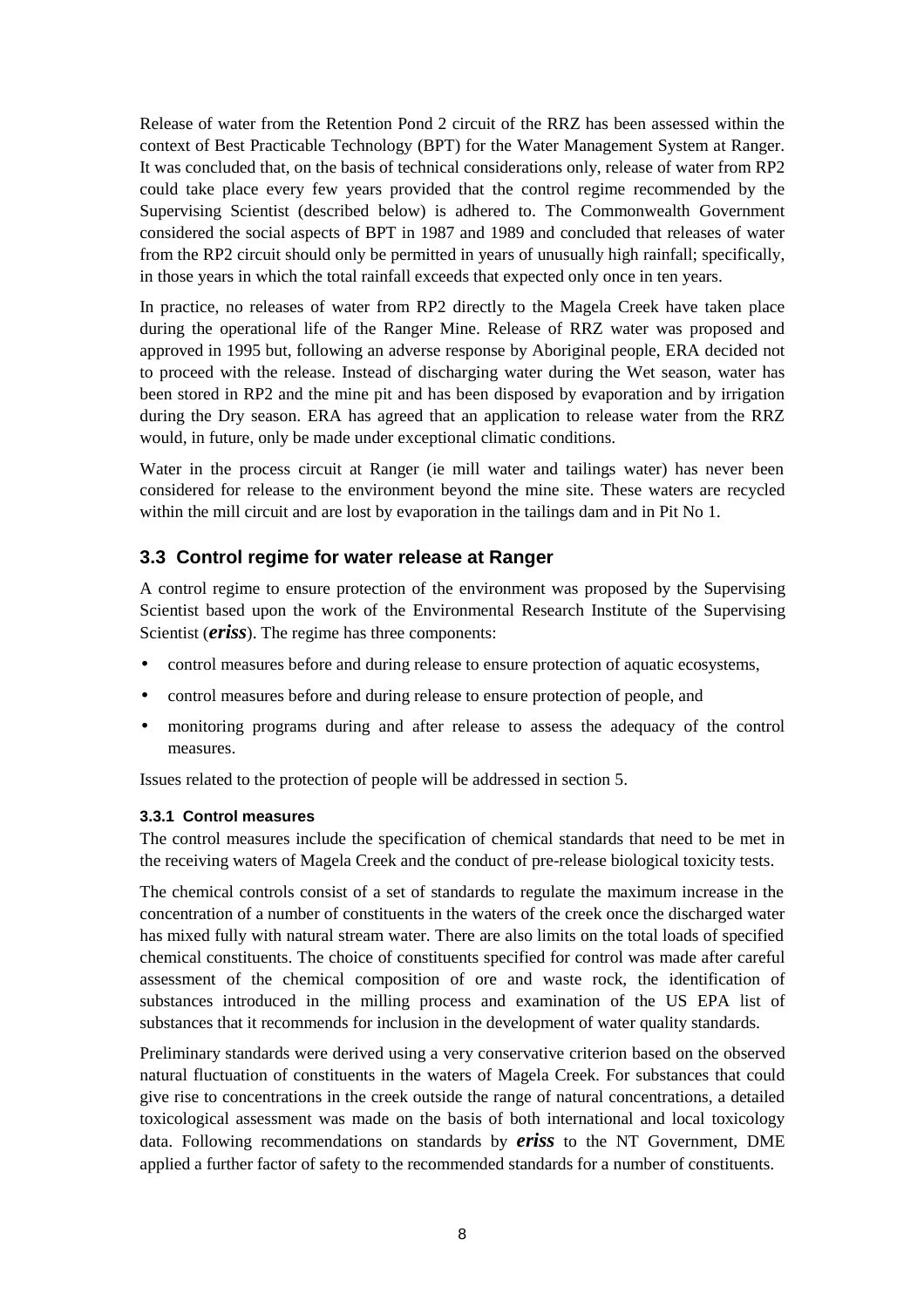Release of water from the Retention Pond 2 circuit of the RRZ has been assessed within the context of Best Practicable Technology (BPT) for the Water Management System at Ranger. It was concluded that, on the basis of technical considerations only, release of water from RP2 could take place every few years provided that the control regime recommended by the Supervising Scientist (described below) is adhered to. The Commonwealth Government considered the social aspects of BPT in 1987 and 1989 and concluded that releases of water from the RP2 circuit should only be permitted in years of unusually high rainfall; specifically, in those years in which the total rainfall exceeds that expected only once in ten years.

In practice, no releases of water from RP2 directly to the Magela Creek have taken place during the operational life of the Ranger Mine. Release of RRZ water was proposed and approved in 1995 but, following an adverse response by Aboriginal people, ERA decided not to proceed with the release. Instead of discharging water during the Wet season, water has been stored in RP2 and the mine pit and has been disposed by evaporation and by irrigation during the Dry season. ERA has agreed that an application to release water from the RRZ would, in future, only be made under exceptional climatic conditions.

Water in the process circuit at Ranger (ie mill water and tailings water) has never been considered for release to the environment beyond the mine site. These waters are recycled within the mill circuit and are lost by evaporation in the tailings dam and in Pit No 1.

## 3.3 Control regime for water release at Ranger

A control regime to ensure protection of the environment was proposed by the Supervising Scientist based upon the work of the Environmental Research Institute of the Supervising Scientist (***eriss***). The regime has three components:

- control measures before and during release to ensure protection of aquatic ecosystems,
- control measures before and during release to ensure protection of people, and
- monitoring programs during and after release to assess the adequacy of the control measures.

Issues related to the protection of people will be addressed in section 5.

### 3.3.1 Control measures

The control measures include the specification of chemical standards that need to be met in the receiving waters of Magela Creek and the conduct of pre-release biological toxicity tests.

The chemical controls consist of a set of standards to regulate the maximum increase in the concentration of a number of constituents in the waters of the creek once the discharged water has mixed fully with natural stream water. There are also limits on the total loads of specified chemical constituents. The choice of constituents specified for control was made after careful assessment of the chemical composition of ore and waste rock, the identification of substances introduced in the milling process and examination of the US EPA list of substances that it recommends for inclusion in the development of water quality standards.

Preliminary standards were derived using a very conservative criterion based on the observed natural fluctuation of constituents in the waters of Magela Creek. For substances that could give rise to concentrations in the creek outside the range of natural concentrations, a detailed toxicological assessment was made on the basis of both international and local toxicology data. Following recommendations on standards by ***eriss*** to the NT Government, DME applied a further factor of safety to the recommended standards for a number of constituents.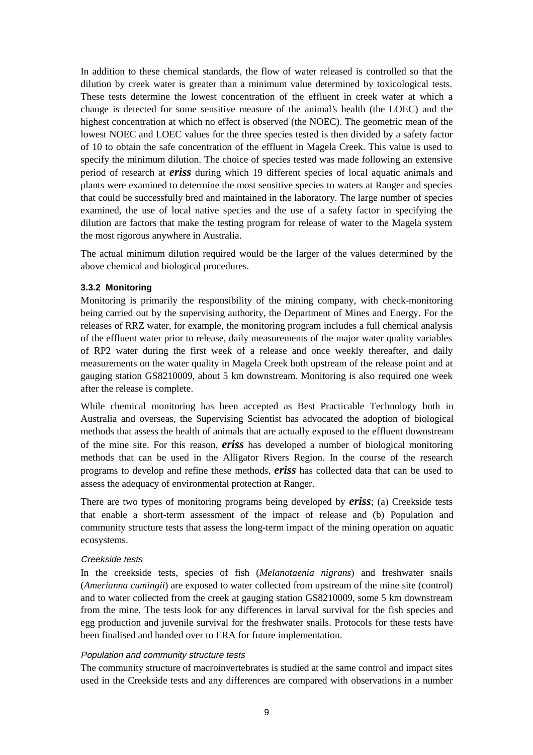In addition to these chemical standards, the flow of water released is controlled so that the dilution by creek water is greater than a minimum value determined by toxicological tests. These tests determine the lowest concentration of the effluent in creek water at which a change is detected for some sensitive measure of the animal's health (the LOEC) and the highest concentration at which no effect is observed (the NOEC). The geometric mean of the lowest NOEC and LOEC values for the three species tested is then divided by a safety factor of 10 to obtain the safe concentration of the effluent in Magela Creek. This value is used to specify the minimum dilution. The choice of species tested was made following an extensive period of research at ***eriss*** during which 19 different species of local aquatic animals and plants were examined to determine the most sensitive species to waters at Ranger and species that could be successfully bred and maintained in the laboratory. The large number of species examined, the use of local native species and the use of a safety factor in specifying the dilution are factors that make the testing program for release of water to the Magela system the most rigorous anywhere in Australia.

The actual minimum dilution required would be the larger of the values determined by the above chemical and biological procedures.

#### 3.3.2 Monitoring

Monitoring is primarily the responsibility of the mining company, with check-monitoring being carried out by the supervising authority, the Department of Mines and Energy. For the releases of RRZ water, for example, the monitoring program includes a full chemical analysis of the effluent water prior to release, daily measurements of the major water quality variables of RP2 water during the first week of a release and once weekly thereafter, and daily measurements on the water quality in Magela Creek both upstream of the release point and at gauging station GS8210009, about 5 km downstream. Monitoring is also required one week after the release is complete.

While chemical monitoring has been accepted as Best Practicable Technology both in Australia and overseas, the Supervising Scientist has advocated the adoption of biological methods that assess the health of animals that are actually exposed to the effluent downstream of the mine site. For this reason, ***eriss*** has developed a number of biological monitoring methods that can be used in the Alligator Rivers Region. In the course of the research programs to develop and refine these methods, ***eriss*** has collected data that can be used to assess the adequacy of environmental protection at Ranger.

There are two types of monitoring programs being developed by ***eriss***; (a) Creekside tests that enable a short-term assessment of the impact of release and (b) Population and community structure tests that assess the long-term impact of the mining operation on aquatic ecosystems.

*Creekside tests*

In the creekside tests, species of fish (*Melanotaenia nigrans*) and freshwater snails (*Amerianna cumingii*) are exposed to water collected from upstream of the mine site (control) and to water collected from the creek at gauging station GS8210009, some 5 km downstream from the mine. The tests look for any differences in larval survival for the fish species and egg production and juvenile survival for the freshwater snails. Protocols for these tests have been finalised and handed over to ERA for future implementation.

*Population and community structure tests*

The community structure of macroinvertebrates is studied at the same control and impact sites used in the Creekside tests and any differences are compared with observations in a number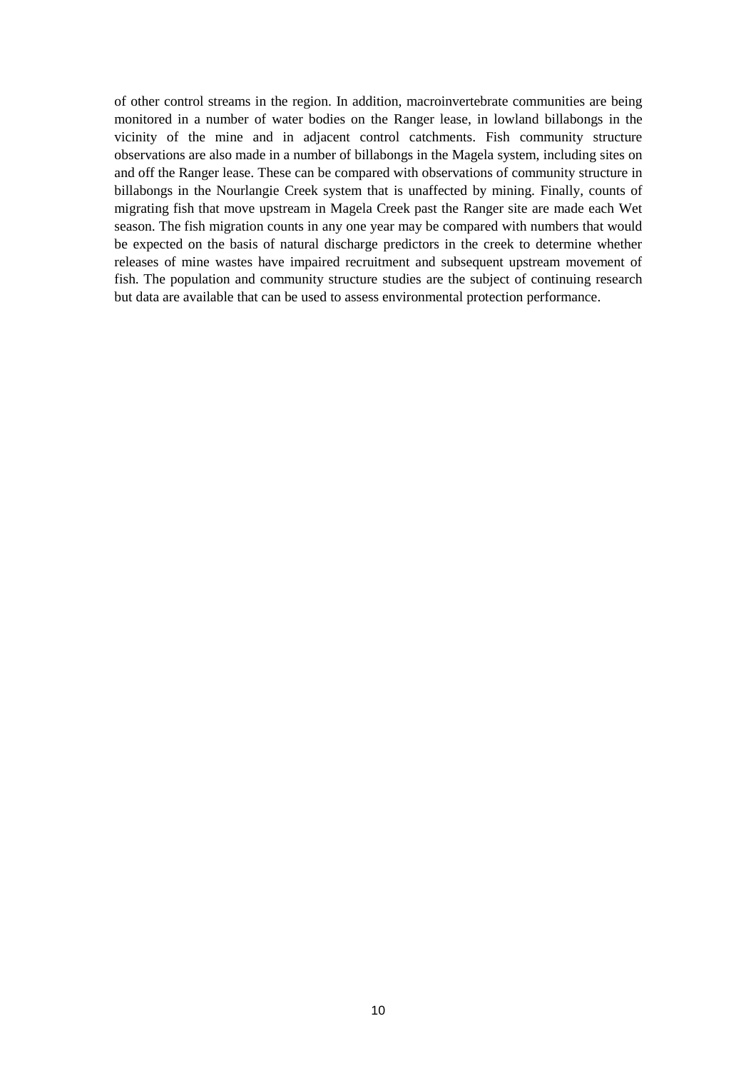of other control streams in the region. In addition, macroinvertebrate communities are being monitored in a number of water bodies on the Ranger lease, in lowland billabongs in the vicinity of the mine and in adjacent control catchments. Fish community structure observations are also made in a number of billabongs in the Magela system, including sites on and off the Ranger lease. These can be compared with observations of community structure in billabongs in the Nourlangie Creek system that is unaffected by mining. Finally, counts of migrating fish that move upstream in Magela Creek past the Ranger site are made each Wet season. The fish migration counts in any one year may be compared with numbers that would be expected on the basis of natural discharge predictors in the creek to determine whether releases of mine wastes have impaired recruitment and subsequent upstream movement of fish. The population and community structure studies are the subject of continuing research but data are available that can be used to assess environmental protection performance.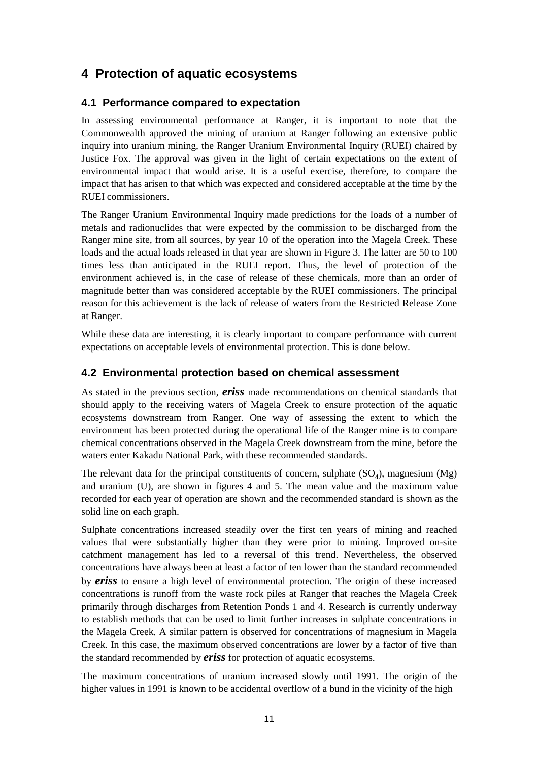# 4 Protection of aquatic ecosystems

## 4.1 Performance compared to expectation

In assessing environmental performance at Ranger, it is important to note that the Commonwealth approved the mining of uranium at Ranger following an extensive public inquiry into uranium mining, the Ranger Uranium Environmental Inquiry (RUEI) chaired by Justice Fox. The approval was given in the light of certain expectations on the extent of environmental impact that would arise. It is a useful exercise, therefore, to compare the impact that has arisen to that which was expected and considered acceptable at the time by the RUEI commissioners.

The Ranger Uranium Environmental Inquiry made predictions for the loads of a number of metals and radionuclides that were expected by the commission to be discharged from the Ranger mine site, from all sources, by year 10 of the operation into the Magela Creek. These loads and the actual loads released in that year are shown in Figure 3. The latter are 50 to 100 times less than anticipated in the RUEI report. Thus, the level of protection of the environment achieved is, in the case of release of these chemicals, more than an order of magnitude better than was considered acceptable by the RUEI commissioners. The principal reason for this achievement is the lack of release of waters from the Restricted Release Zone at Ranger.

While these data are interesting, it is clearly important to compare performance with current expectations on acceptable levels of environmental protection. This is done below.

## 4.2 Environmental protection based on chemical assessment

As stated in the previous section, ***eriss*** made recommendations on chemical standards that should apply to the receiving waters of Magela Creek to ensure protection of the aquatic ecosystems downstream from Ranger. One way of assessing the extent to which the environment has been protected during the operational life of the Ranger mine is to compare chemical concentrations observed in the Magela Creek downstream from the mine, before the waters enter Kakadu National Park, with these recommended standards.

The relevant data for the principal constituents of concern, sulphate ($SO_4$), magnesium (Mg) and uranium (U), are shown in figures 4 and 5. The mean value and the maximum value recorded for each year of operation are shown and the recommended standard is shown as the solid line on each graph.

Sulphate concentrations increased steadily over the first ten years of mining and reached values that were substantially higher than they were prior to mining. Improved on-site catchment management has led to a reversal of this trend. Nevertheless, the observed concentrations have always been at least a factor of ten lower than the standard recommended by ***eriss*** to ensure a high level of environmental protection. The origin of these increased concentrations is runoff from the waste rock piles at Ranger that reaches the Magela Creek primarily through discharges from Retention Ponds 1 and 4. Research is currently underway to establish methods that can be used to limit further increases in sulphate concentrations in the Magela Creek. A similar pattern is observed for concentrations of magnesium in Magela Creek. In this case, the maximum observed concentrations are lower by a factor of five than the standard recommended by ***eriss*** for protection of aquatic ecosystems.

The maximum concentrations of uranium increased slowly until 1991. The origin of the higher values in 1991 is known to be accidental overflow of a bund in the vicinity of the high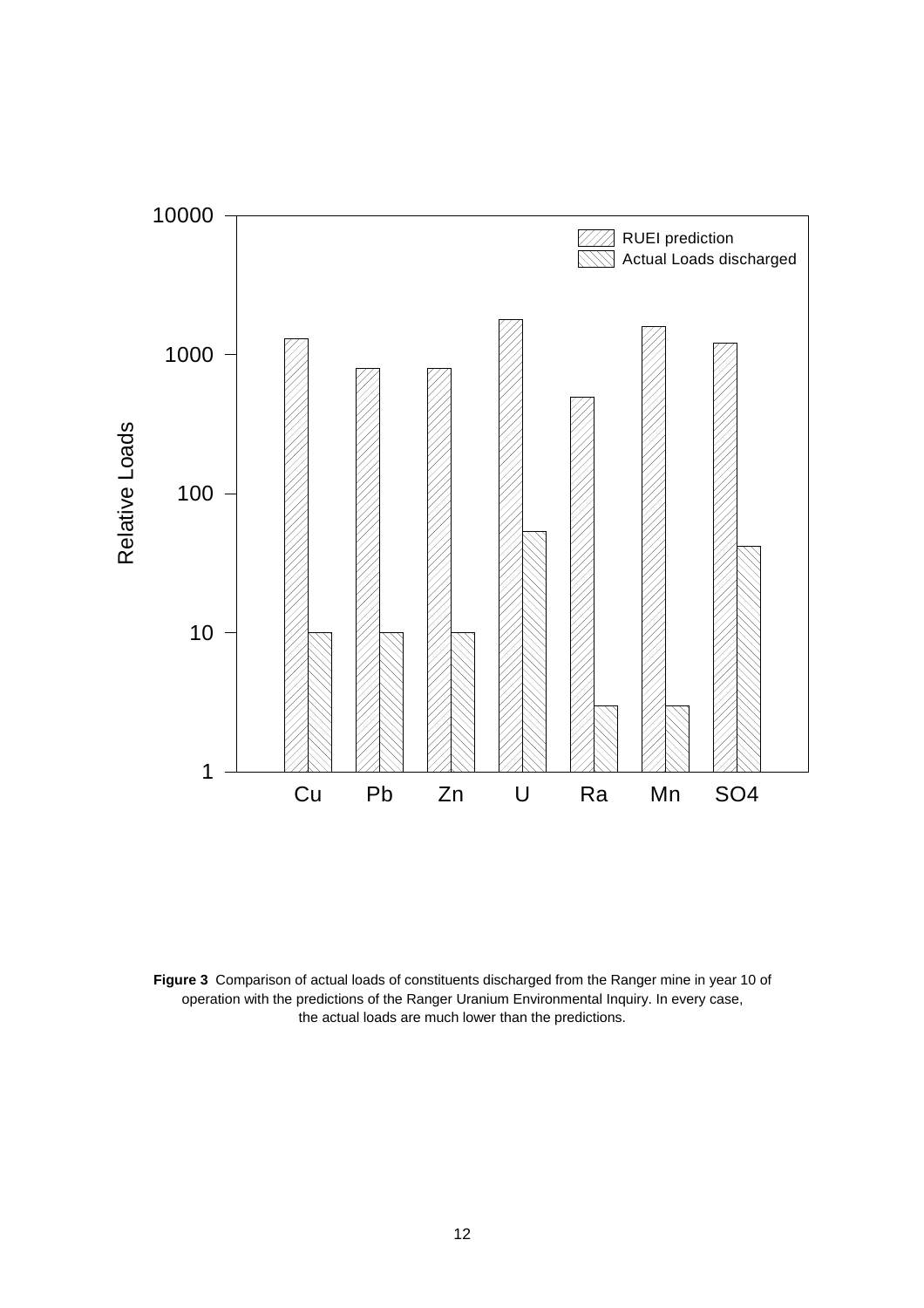**Figure 3** Comparison of actual loads of constituents discharged from the Ranger mine in year 10 of operation with the predictions of the Ranger Uranium Environmental Inquiry. In every case, the actual loads are much lower than the predictions.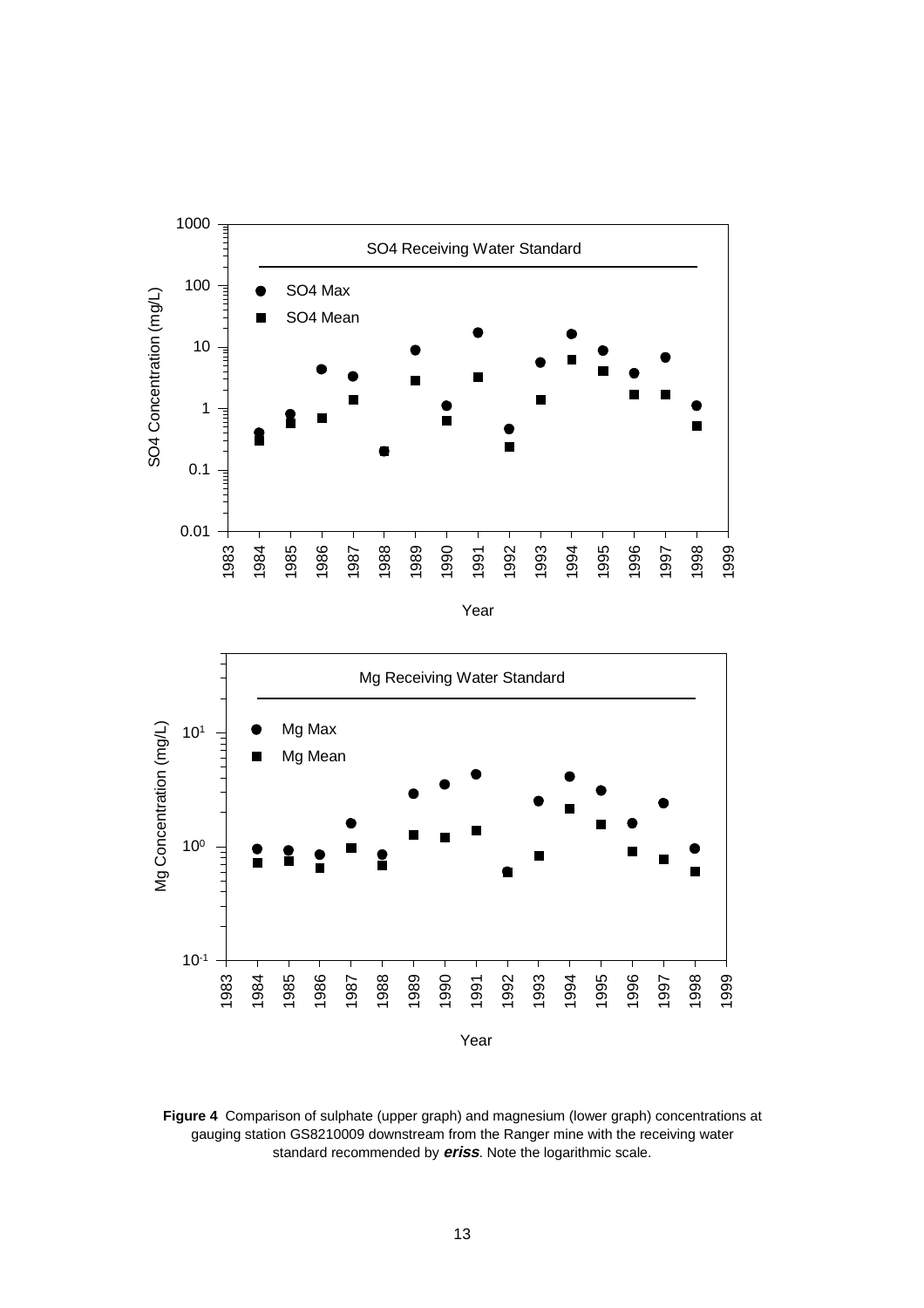**Figure 4** Comparison of sulphate (upper graph) and magnesium (lower graph) concentrations at gauging station GS8210009 downstream from the Ranger mine with the receiving water standard recommended by ***eriss***. Note the logarithmic scale.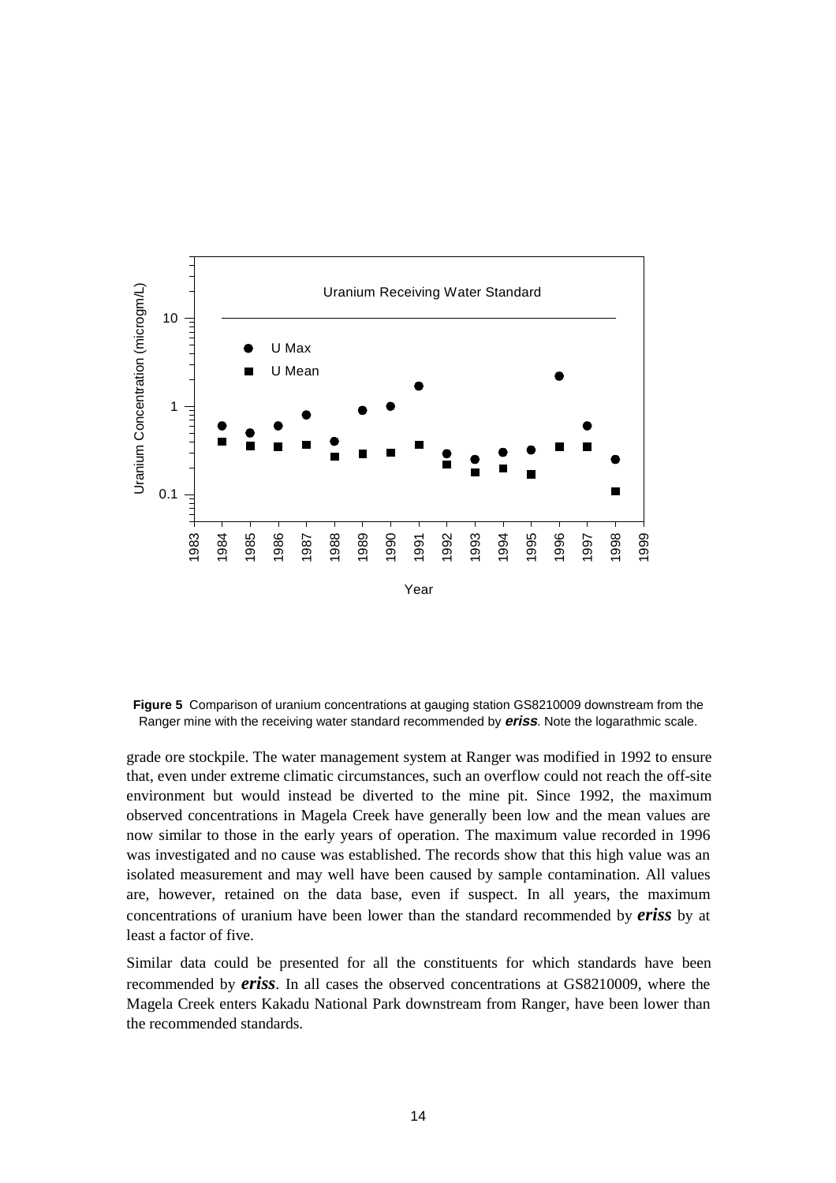**Figure 5** Comparison of uranium concentrations at gauging station GS8210009 downstream from the Ranger mine with the receiving water standard recommended by ***eriss***. Note the logarathmic scale.

grade ore stockpile. The water management system at Ranger was modified in 1992 to ensure that, even under extreme climatic circumstances, such an overflow could not reach the off-site environment but would instead be diverted to the mine pit. Since 1992, the maximum observed concentrations in Magela Creek have generally been low and the mean values are now similar to those in the early years of operation. The maximum value recorded in 1996 was investigated and no cause was established. The records show that this high value was an isolated measurement and may well have been caused by sample contamination. All values are, however, retained on the data base, even if suspect. In all years, the maximum concentrations of uranium have been lower than the standard recommended by ***eriss*** by at least a factor of five.

Similar data could be presented for all the constituents for which standards have been recommended by ***eriss***. In all cases the observed concentrations at GS8210009, where the Magela Creek enters Kakadu National Park downstream from Ranger, have been lower than the recommended standards.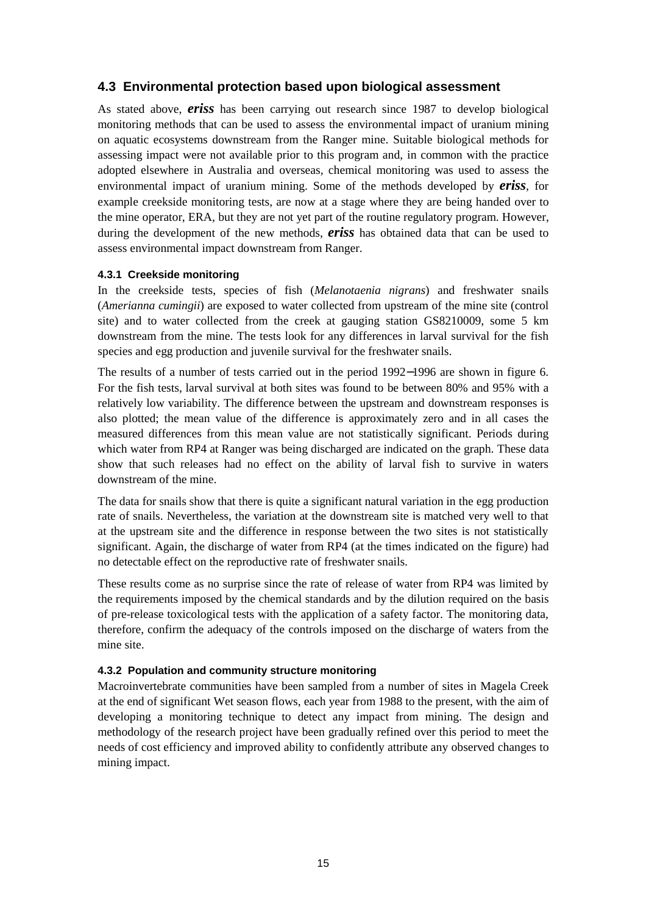## 4.3 Environmental protection based upon biological assessment

As stated above, ***eriss*** has been carrying out research since 1987 to develop biological monitoring methods that can be used to assess the environmental impact of uranium mining on aquatic ecosystems downstream from the Ranger mine. Suitable biological methods for assessing impact were not available prior to this program and, in common with the practice adopted elsewhere in Australia and overseas, chemical monitoring was used to assess the environmental impact of uranium mining. Some of the methods developed by ***eriss***, for example creekside monitoring tests, are now at a stage where they are being handed over to the mine operator, ERA, but they are not yet part of the routine regulatory program. However, during the development of the new methods, ***eriss*** has obtained data that can be used to assess environmental impact downstream from Ranger.

#### 4.3.1 Creekside monitoring

In the creekside tests, species of fish (*Melanotaenia nigrans*) and freshwater snails (*Amerianna cumingii*) are exposed to water collected from upstream of the mine site (control site) and to water collected from the creek at gauging station GS8210009, some 5 km downstream from the mine. The tests look for any differences in larval survival for the fish species and egg production and juvenile survival for the freshwater snails.

The results of a number of tests carried out in the period 1992–1996 are shown in figure 6. For the fish tests, larval survival at both sites was found to be between 80% and 95% with a relatively low variability. The difference between the upstream and downstream responses is also plotted; the mean value of the difference is approximately zero and in all cases the measured differences from this mean value are not statistically significant. Periods during which water from RP4 at Ranger was being discharged are indicated on the graph. These data show that such releases had no effect on the ability of larval fish to survive in waters downstream of the mine.

The data for snails show that there is quite a significant natural variation in the egg production rate of snails. Nevertheless, the variation at the downstream site is matched very well to that at the upstream site and the difference in response between the two sites is not statistically significant. Again, the discharge of water from RP4 (at the times indicated on the figure) had no detectable effect on the reproductive rate of freshwater snails.

These results come as no surprise since the rate of release of water from RP4 was limited by the requirements imposed by the chemical standards and by the dilution required on the basis of pre-release toxicological tests with the application of a safety factor. The monitoring data, therefore, confirm the adequacy of the controls imposed on the discharge of waters from the mine site.

#### 4.3.2 Population and community structure monitoring

Macroinvertebrate communities have been sampled from a number of sites in Magela Creek at the end of significant Wet season flows, each year from 1988 to the present, with the aim of developing a monitoring technique to detect any impact from mining. The design and methodology of the research project have been gradually refined over this period to meet the needs of cost efficiency and improved ability to confidently attribute any observed changes to mining impact.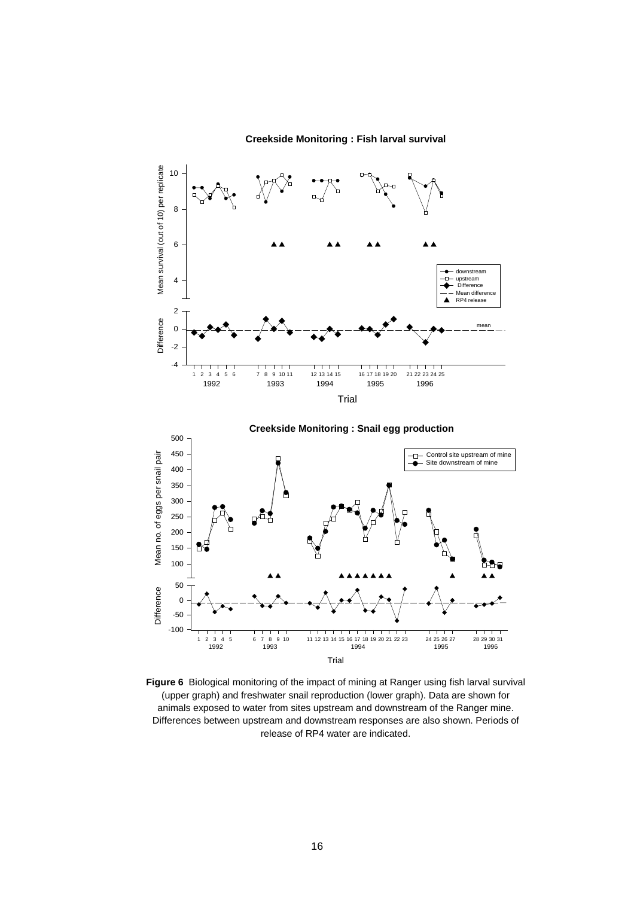**Figure 6** Biological monitoring of the impact of mining at Ranger using fish larval survival (upper graph) and freshwater snail reproduction (lower graph). Data are shown for animals exposed to water from sites upstream and downstream of the Ranger mine. Differences between upstream and downstream responses are also shown. Periods of release of RP4 water are indicated.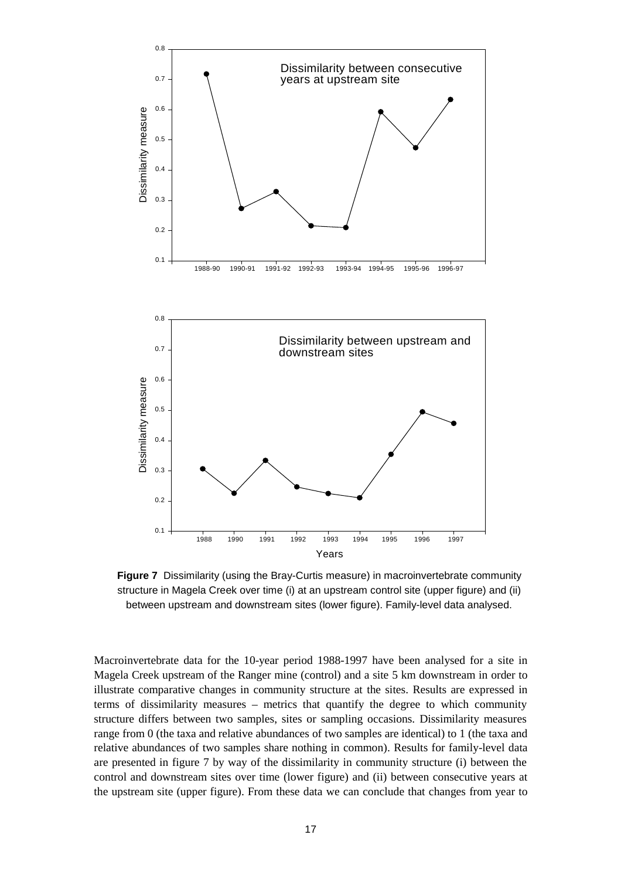**Figure 7** Dissimilarity (using the Bray-Curtis measure) in macroinvertebrate community structure in Magela Creek over time (i) at an upstream control site (upper figure) and (ii) between upstream and downstream sites (lower figure). Family-level data analysed.

Macroinvertebrate data for the 10-year period 1988-1997 have been analysed for a site in Magela Creek upstream of the Ranger mine (control) and a site 5 km downstream in order to illustrate comparative changes in community structure at the sites. Results are expressed in terms of dissimilarity measures – metrics that quantify the degree to which community structure differs between two samples, sites or sampling occasions. Dissimilarity measures range from 0 (the taxa and relative abundances of two samples are identical) to 1 (the taxa and relative abundances of two samples share nothing in common). Results for family-level data are presented in figure 7 by way of the dissimilarity in community structure (i) between the control and downstream sites over time (lower figure) and (ii) between consecutive years at the upstream site (upper figure). From these data we can conclude that changes from year to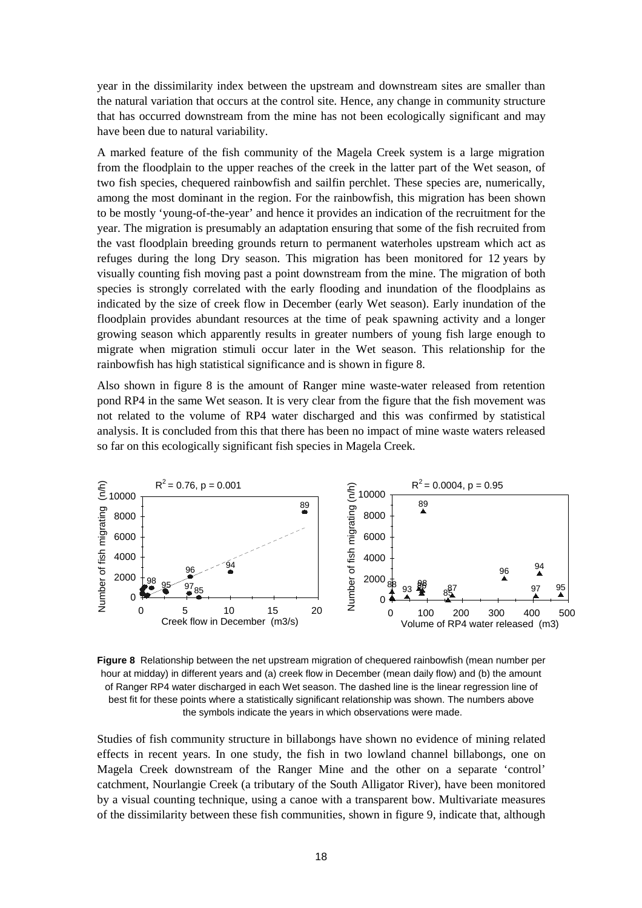year in the dissimilarity index between the upstream and downstream sites are smaller than the natural variation that occurs at the control site. Hence, any change in community structure that has occurred downstream from the mine has not been ecologically significant and may have been due to natural variability.

A marked feature of the fish community of the Magela Creek system is a large migration from the floodplain to the upper reaches of the creek in the latter part of the Wet season, of two fish species, chequered rainbowfish and sailfin perchlet. These species are, numerically, among the most dominant in the region. For the rainbowfish, this migration has been shown to be mostly 'young-of-the-year' and hence it provides an indication of the recruitment for the year. The migration is presumably an adaptation ensuring that some of the fish recruited from the vast floodplain breeding grounds return to permanent waterholes upstream which act as refuges during the long Dry season. This migration has been monitored for 12 years by visually counting fish moving past a point downstream from the mine. The migration of both species is strongly correlated with the early flooding and inundation of the floodplains as indicated by the size of creek flow in December (early Wet season). Early inundation of the floodplain provides abundant resources at the time of peak spawning activity and a longer growing season which apparently results in greater numbers of young fish large enough to migrate when migration stimuli occur later in the Wet season. This relationship for the rainbowfish has high statistical significance and is shown in figure 8.

Also shown in figure 8 is the amount of Ranger mine waste-water released from retention pond RP4 in the same Wet season. It is very clear from the figure that the fish movement was not related to the volume of RP4 water discharged and this was confirmed by statistical analysis. It is concluded from this that there has been no impact of mine waste waters released so far on this ecologically significant fish species in Magela Creek.

**Figure 8** Relationship between the net upstream migration of chequered rainbowfish (mean number per hour at midday) in different years and (a) creek flow in December (mean daily flow) and (b) the amount of Ranger RP4 water discharged in each Wet season. The dashed line is the linear regression line of best fit for these points where a statistically significant relationship was shown. The numbers above the symbols indicate the years in which observations were made.

Studies of fish community structure in billabongs have shown no evidence of mining related effects in recent years. In one study, the fish in two lowland channel billabongs, one on Magela Creek downstream of the Ranger Mine and the other on a separate 'control' catchment, Nourlangie Creek (a tributary of the South Alligator River), have been monitored by a visual counting technique, using a canoe with a transparent bow. Multivariate measures of the dissimilarity between these fish communities, shown in figure 9, indicate that, although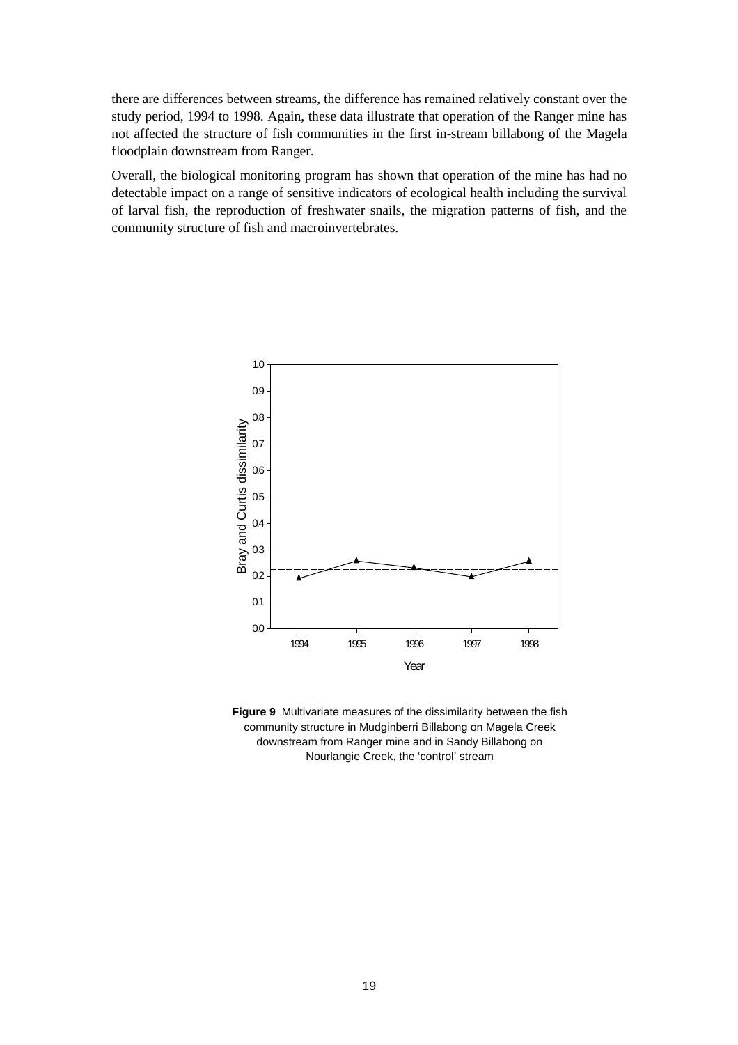there are differences between streams, the difference has remained relatively constant over the study period, 1994 to 1998. Again, these data illustrate that operation of the Ranger mine has not affected the structure of fish communities in the first in-stream billabong of the Magela floodplain downstream from Ranger.

Overall, the biological monitoring program has shown that operation of the mine has had no detectable impact on a range of sensitive indicators of ecological health including the survival of larval fish, the reproduction of freshwater snails, the migration patterns of fish, and the community structure of fish and macroinvertebrates.

**Figure 9** Multivariate measures of the dissimilarity between the fish community structure in Mudginberri Billabong on Magela Creek downstream from Ranger mine and in Sandy Billabong on Nourlangie Creek, the 'control' stream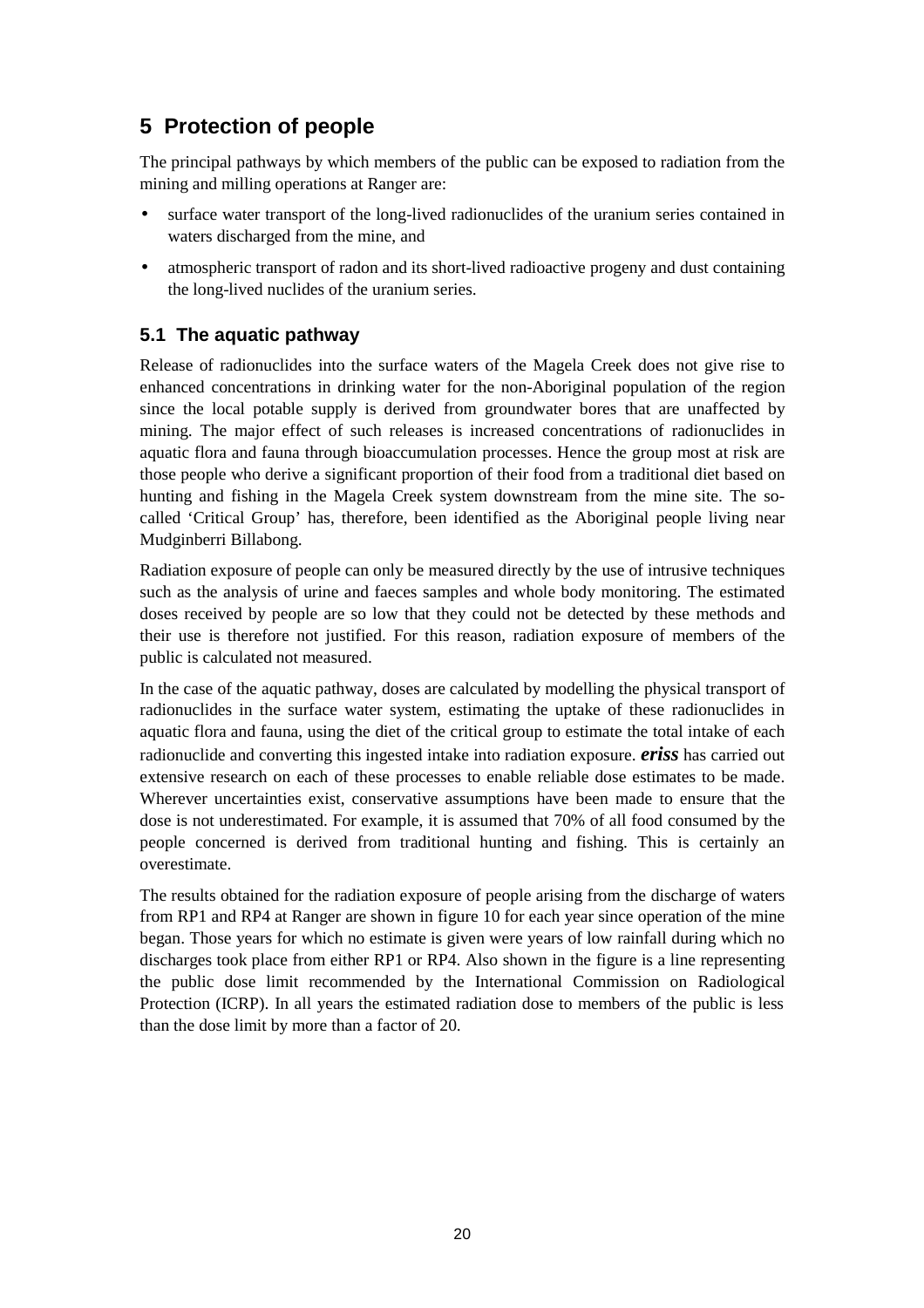# 5 Protection of people

The principal pathways by which members of the public can be exposed to radiation from the mining and milling operations at Ranger are:

- surface water transport of the long-lived radionuclides of the uranium series contained in waters discharged from the mine, and
- atmospheric transport of radon and its short-lived radioactive progeny and dust containing the long-lived nuclides of the uranium series.

## 5.1 The aquatic pathway

Release of radionuclides into the surface waters of the Magela Creek does not give rise to enhanced concentrations in drinking water for the non-Aboriginal population of the region since the local potable supply is derived from groundwater bores that are unaffected by mining. The major effect of such releases is increased concentrations of radionuclides in aquatic flora and fauna through bioaccumulation processes. Hence the group most at risk are those people who derive a significant proportion of their food from a traditional diet based on hunting and fishing in the Magela Creek system downstream from the mine site. The so-called 'Critical Group' has, therefore, been identified as the Aboriginal people living near Mudginberri Billabong.

Radiation exposure of people can only be measured directly by the use of intrusive techniques such as the analysis of urine and faeces samples and whole body monitoring. The estimated doses received by people are so low that they could not be detected by these methods and their use is therefore not justified. For this reason, radiation exposure of members of the public is calculated not measured.

In the case of the aquatic pathway, doses are calculated by modelling the physical transport of radionuclides in the surface water system, estimating the uptake of these radionuclides in aquatic flora and fauna, using the diet of the critical group to estimate the total intake of each radionuclide and converting this ingested intake into radiation exposure. ***eriss*** has carried out extensive research on each of these processes to enable reliable dose estimates to be made. Wherever uncertainties exist, conservative assumptions have been made to ensure that the dose is not underestimated. For example, it is assumed that 70% of all food consumed by the people concerned is derived from traditional hunting and fishing. This is certainly an overestimate.

The results obtained for the radiation exposure of people arising from the discharge of waters from RP1 and RP4 at Ranger are shown in figure 10 for each year since operation of the mine began. Those years for which no estimate is given were years of low rainfall during which no discharges took place from either RP1 or RP4. Also shown in the figure is a line representing the public dose limit recommended by the International Commission on Radiological Protection (ICRP). In all years the estimated radiation dose to members of the public is less than the dose limit by more than a factor of 20.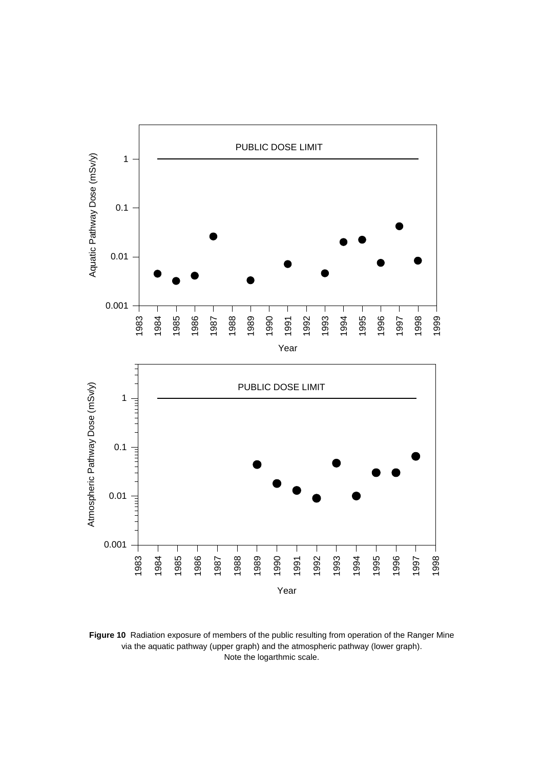**Figure 10** Radiation exposure of members of the public resulting from operation of the Ranger Mine via the aquatic pathway (upper graph) and the atmospheric pathway (lower graph). Note the logarthmic scale.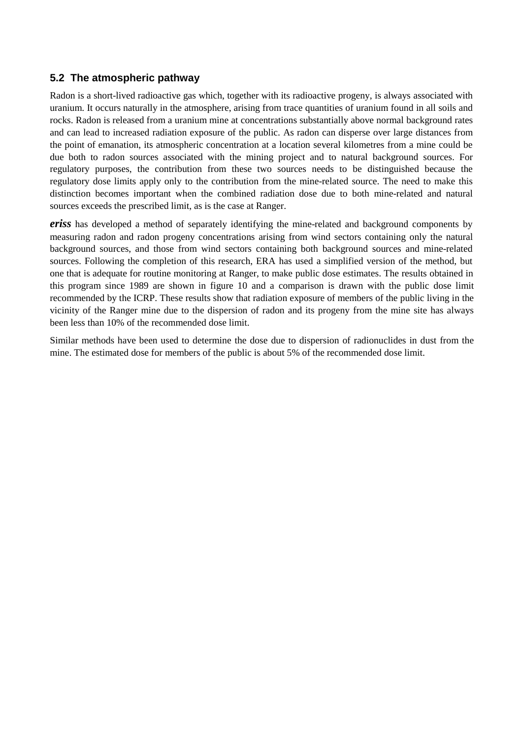## 5.2 The atmospheric pathway

Radon is a short-lived radioactive gas which, together with its radioactive progeny, is always associated with uranium. It occurs naturally in the atmosphere, arising from trace quantities of uranium found in all soils and rocks. Radon is released from a uranium mine at concentrations substantially above normal background rates and can lead to increased radiation exposure of the public. As radon can disperse over large distances from the point of emanation, its atmospheric concentration at a location several kilometres from a mine could be due both to radon sources associated with the mining project and to natural background sources. For regulatory purposes, the contribution from these two sources needs to be distinguished because the regulatory dose limits apply only to the contribution from the mine-related source. The need to make this distinction becomes important when the combined radiation dose due to both mine-related and natural sources exceeds the prescribed limit, as is the case at Ranger.

***eriss*** has developed a method of separately identifying the mine-related and background components by measuring radon and radon progeny concentrations arising from wind sectors containing only the natural background sources, and those from wind sectors containing both background sources and mine-related sources. Following the completion of this research, ERA has used a simplified version of the method, but one that is adequate for routine monitoring at Ranger, to make public dose estimates. The results obtained in this program since 1989 are shown in figure 10 and a comparison is drawn with the public dose limit recommended by the ICRP. These results show that radiation exposure of members of the public living in the vicinity of the Ranger mine due to the dispersion of radon and its progeny from the mine site has always been less than 10% of the recommended dose limit.

Similar methods have been used to determine the dose due to dispersion of radionuclides in dust from the mine. The estimated dose for members of the public is about 5% of the recommended dose limit.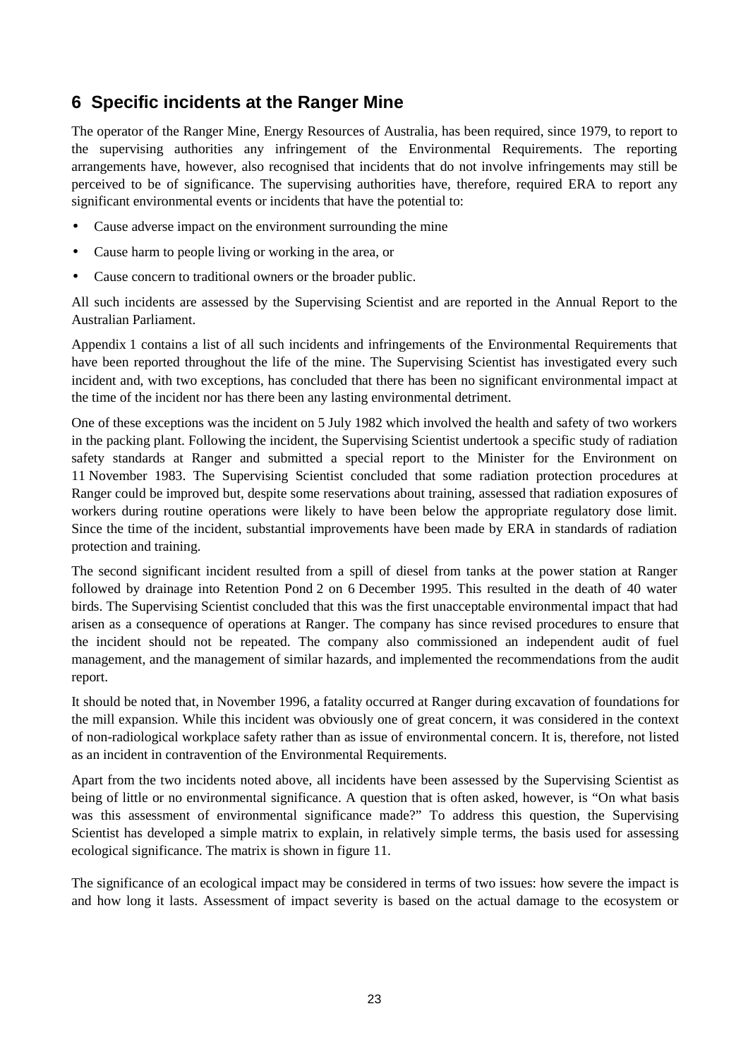## 6 Specific incidents at the Ranger Mine

The operator of the Ranger Mine, Energy Resources of Australia, has been required, since 1979, to report to the supervising authorities any infringement of the Environmental Requirements. The reporting arrangements have, however, also recognised that incidents that do not involve infringements may still be perceived to be of significance. The supervising authorities have, therefore, required ERA to report any significant environmental events or incidents that have the potential to:

- Cause adverse impact on the environment surrounding the mine
- Cause harm to people living or working in the area, or
- Cause concern to traditional owners or the broader public.

All such incidents are assessed by the Supervising Scientist and are reported in the Annual Report to the Australian Parliament.

Appendix 1 contains a list of all such incidents and infringements of the Environmental Requirements that have been reported throughout the life of the mine. The Supervising Scientist has investigated every such incident and, with two exceptions, has concluded that there has been no significant environmental impact at the time of the incident nor has there been any lasting environmental detriment.

One of these exceptions was the incident on 5 July 1982 which involved the health and safety of two workers in the packing plant. Following the incident, the Supervising Scientist undertook a specific study of radiation safety standards at Ranger and submitted a special report to the Minister for the Environment on 11 November 1983. The Supervising Scientist concluded that some radiation protection procedures at Ranger could be improved but, despite some reservations about training, assessed that radiation exposures of workers during routine operations were likely to have been below the appropriate regulatory dose limit. Since the time of the incident, substantial improvements have been made by ERA in standards of radiation protection and training.

The second significant incident resulted from a spill of diesel from tanks at the power station at Ranger followed by drainage into Retention Pond 2 on 6 December 1995. This resulted in the death of 40 water birds. The Supervising Scientist concluded that this was the first unacceptable environmental impact that had arisen as a consequence of operations at Ranger. The company has since revised procedures to ensure that the incident should not be repeated. The company also commissioned an independent audit of fuel management, and the management of similar hazards, and implemented the recommendations from the audit report.

It should be noted that, in November 1996, a fatality occurred at Ranger during excavation of foundations for the mill expansion. While this incident was obviously one of great concern, it was considered in the context of non-radiological workplace safety rather than as issue of environmental concern. It is, therefore, not listed as an incident in contravention of the Environmental Requirements.

Apart from the two incidents noted above, all incidents have been assessed by the Supervising Scientist as being of little or no environmental significance. A question that is often asked, however, is "On what basis was this assessment of environmental significance made?" To address this question, the Supervising Scientist has developed a simple matrix to explain, in relatively simple terms, the basis used for assessing ecological significance. The matrix is shown in figure 11.

The significance of an ecological impact may be considered in terms of two issues: how severe the impact is and how long it lasts. Assessment of impact severity is based on the actual damage to the ecosystem or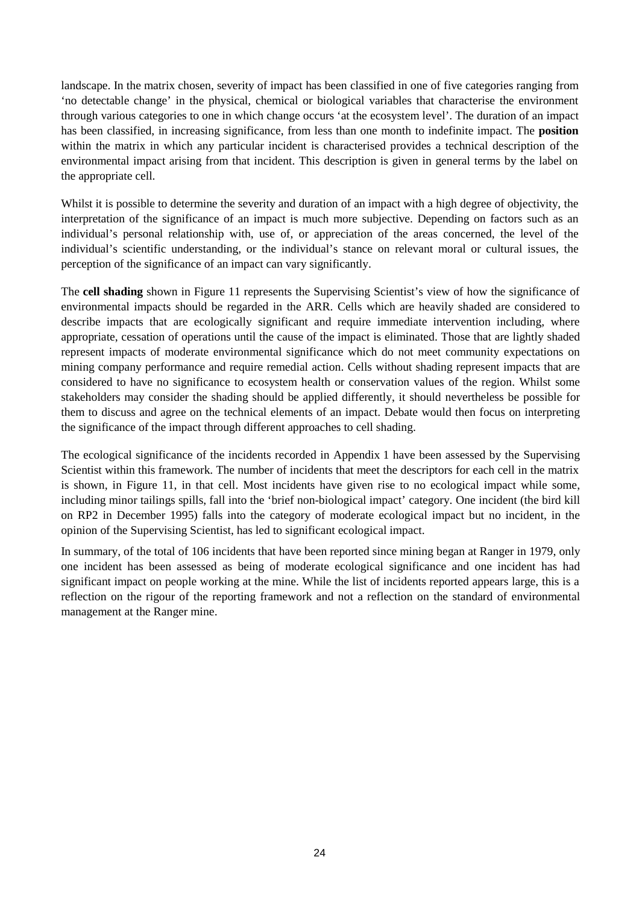landscape. In the matrix chosen, severity of impact has been classified in one of five categories ranging from 'no detectable change' in the physical, chemical or biological variables that characterise the environment through various categories to one in which change occurs 'at the ecosystem level'. The duration of an impact has been classified, in increasing significance, from less than one month to indefinite impact. The **position** within the matrix in which any particular incident is characterised provides a technical description of the environmental impact arising from that incident. This description is given in general terms by the label on the appropriate cell.

Whilst it is possible to determine the severity and duration of an impact with a high degree of objectivity, the interpretation of the significance of an impact is much more subjective. Depending on factors such as an individual's personal relationship with, use of, or appreciation of the areas concerned, the level of the individual's scientific understanding, or the individual's stance on relevant moral or cultural issues, the perception of the significance of an impact can vary significantly.

The **cell shading** shown in Figure 11 represents the Supervising Scientist's view of how the significance of environmental impacts should be regarded in the ARR. Cells which are heavily shaded are considered to describe impacts that are ecologically significant and require immediate intervention including, where appropriate, cessation of operations until the cause of the impact is eliminated. Those that are lightly shaded represent impacts of moderate environmental significance which do not meet community expectations on mining company performance and require remedial action. Cells without shading represent impacts that are considered to have no significance to ecosystem health or conservation values of the region. Whilst some stakeholders may consider the shading should be applied differently, it should nevertheless be possible for them to discuss and agree on the technical elements of an impact. Debate would then focus on interpreting the significance of the impact through different approaches to cell shading.

The ecological significance of the incidents recorded in Appendix 1 have been assessed by the Supervising Scientist within this framework. The number of incidents that meet the descriptors for each cell in the matrix is shown, in Figure 11, in that cell. Most incidents have given rise to no ecological impact while some, including minor tailings spills, fall into the 'brief non-biological impact' category. One incident (the bird kill on RP2 in December 1995) falls into the category of moderate ecological impact but no incident, in the opinion of the Supervising Scientist, has led to significant ecological impact.

In summary, of the total of 106 incidents that have been reported since mining began at Ranger in 1979, only one incident has been assessed as being of moderate ecological significance and one incident has had significant impact on people working at the mine. While the list of incidents reported appears large, this is a reflection on the rigour of the reporting framework and not a reflection on the standard of environmental management at the Ranger mine.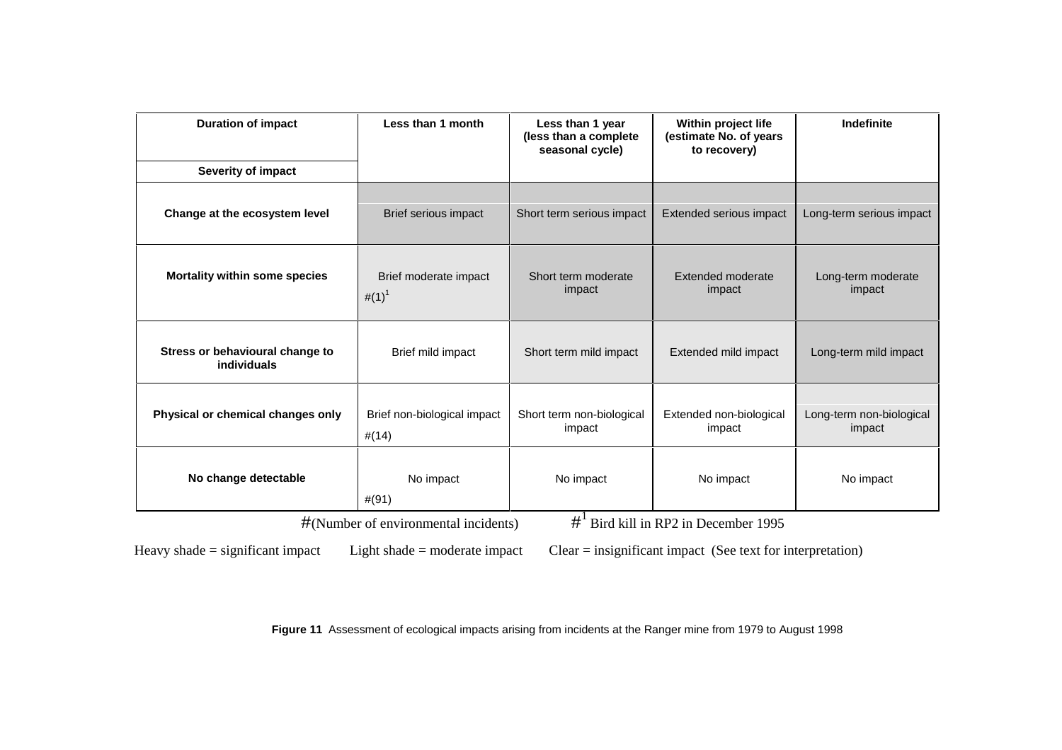| Duration of impact / Severity of impact | Less than 1 month | Less than 1 year (less than a complete seasonal cycle) | Within project life (estimate No. of years to recovery) | Indefinite |
| --- | --- | --- | --- | --- |
| **Change at the ecosystem level** | Brief serious impact | Short term serious impact | Extended serious impact | Long-term serious impact |
| **Mortality within some species** | Brief moderate impact #(1)[1] | Short term moderate impact | Extended moderate impact | Long-term moderate impact |
| **Stress or behavioural change to individuals** | Brief mild impact | Short term mild impact | Extended mild impact | Long-term mild impact |
| **Physical or chemical changes only** | Brief non-biological impact #(14) | Short term non-biological impact | Extended non-biological impact | Long-term non-biological impact |
| **No change detectable** | No impact #(91) | No impact | No impact | No impact |

#(Number of environmental incidents) #[1] Bird kill in RP2 in December 1995

Heavy shade = significant impact Light shade = moderate impact Clear = insignificant impact (See text for interpretation)

**Figure 11** Assessment of ecological impacts arising from incidents at the Ranger mine from 1979 to August 1998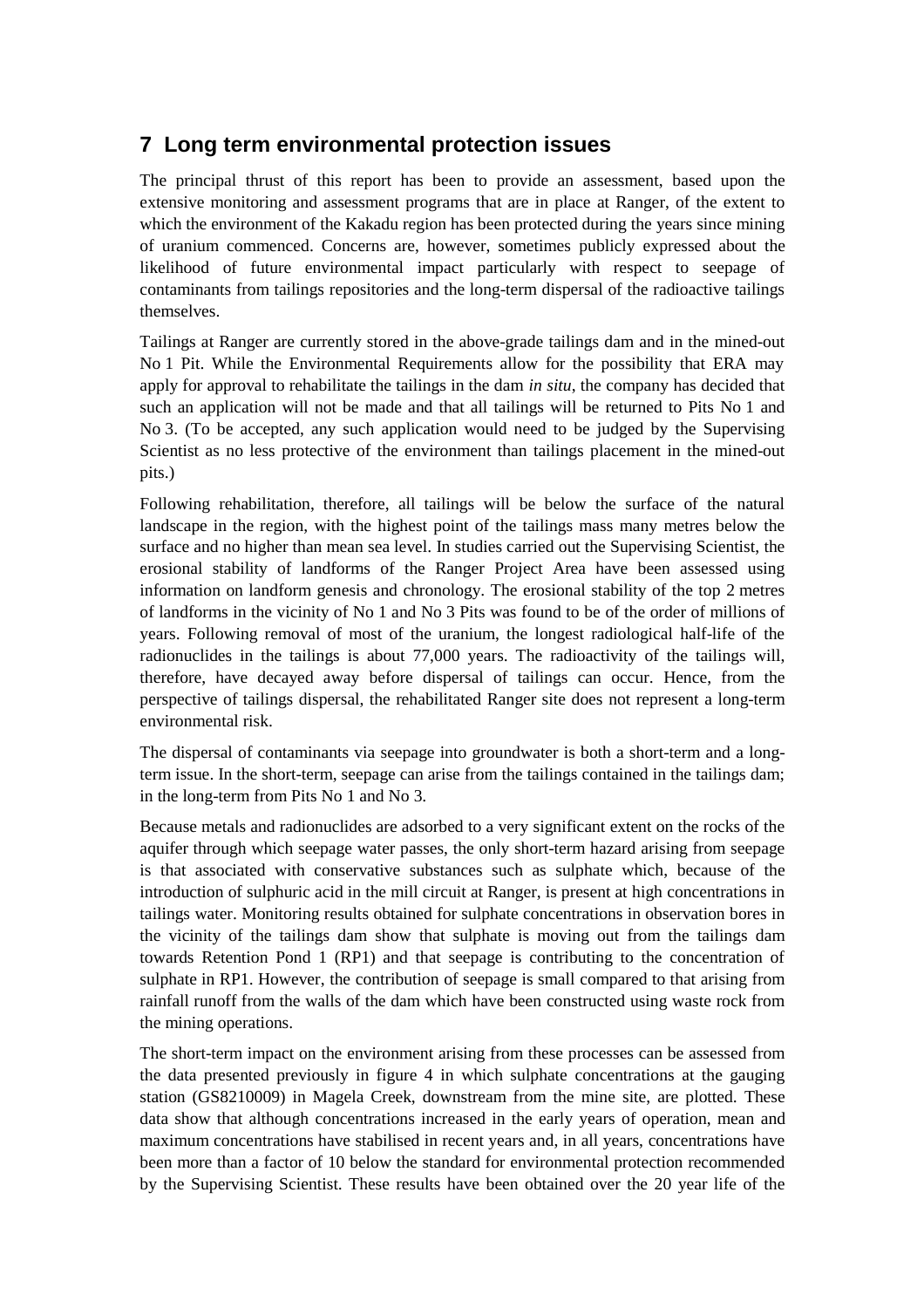# 7 Long term environmental protection issues

The principal thrust of this report has been to provide an assessment, based upon the extensive monitoring and assessment programs that are in place at Ranger, of the extent to which the environment of the Kakadu region has been protected during the years since mining of uranium commenced. Concerns are, however, sometimes publicly expressed about the likelihood of future environmental impact particularly with respect to seepage of contaminants from tailings repositories and the long-term dispersal of the radioactive tailings themselves.

Tailings at Ranger are currently stored in the above-grade tailings dam and in the mined-out No 1 Pit. While the Environmental Requirements allow for the possibility that ERA may apply for approval to rehabilitate the tailings in the dam *in situ*, the company has decided that such an application will not be made and that all tailings will be returned to Pits No 1 and No 3. (To be accepted, any such application would need to be judged by the Supervising Scientist as no less protective of the environment than tailings placement in the mined-out pits.)

Following rehabilitation, therefore, all tailings will be below the surface of the natural landscape in the region, with the highest point of the tailings mass many metres below the surface and no higher than mean sea level. In studies carried out the Supervising Scientist, the erosional stability of landforms of the Ranger Project Area have been assessed using information on landform genesis and chronology. The erosional stability of the top 2 metres of landforms in the vicinity of No 1 and No 3 Pits was found to be of the order of millions of years. Following removal of most of the uranium, the longest radiological half-life of the radionuclides in the tailings is about 77,000 years. The radioactivity of the tailings will, therefore, have decayed away before dispersal of tailings can occur. Hence, from the perspective of tailings dispersal, the rehabilitated Ranger site does not represent a long-term environmental risk.

The dispersal of contaminants via seepage into groundwater is both a short-term and a long-term issue. In the short-term, seepage can arise from the tailings contained in the tailings dam; in the long-term from Pits No 1 and No 3.

Because metals and radionuclides are adsorbed to a very significant extent on the rocks of the aquifer through which seepage water passes, the only short-term hazard arising from seepage is that associated with conservative substances such as sulphate which, because of the introduction of sulphuric acid in the mill circuit at Ranger, is present at high concentrations in tailings water. Monitoring results obtained for sulphate concentrations in observation bores in the vicinity of the tailings dam show that sulphate is moving out from the tailings dam towards Retention Pond 1 (RP1) and that seepage is contributing to the concentration of sulphate in RP1. However, the contribution of seepage is small compared to that arising from rainfall runoff from the walls of the dam which have been constructed using waste rock from the mining operations.

The short-term impact on the environment arising from these processes can be assessed from the data presented previously in figure 4 in which sulphate concentrations at the gauging station (GS8210009) in Magela Creek, downstream from the mine site, are plotted. These data show that although concentrations increased in the early years of operation, mean and maximum concentrations have stabilised in recent years and, in all years, concentrations have been more than a factor of 10 below the standard for environmental protection recommended by the Supervising Scientist. These results have been obtained over the 20 year life of the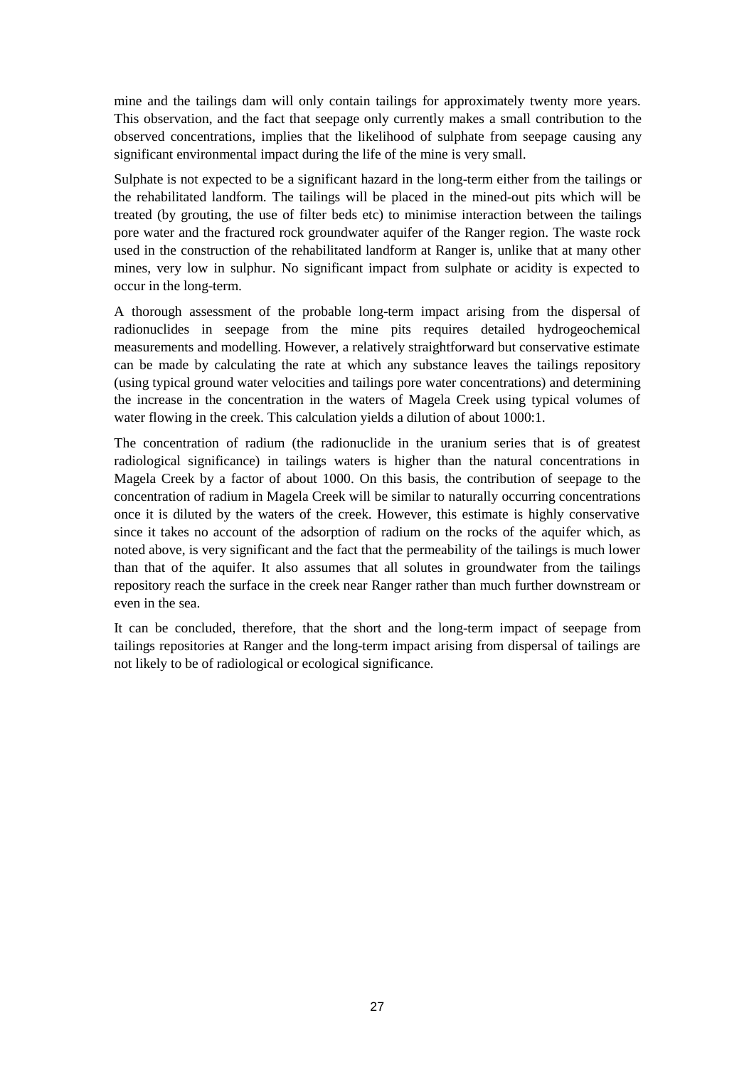mine and the tailings dam will only contain tailings for approximately twenty more years. This observation, and the fact that seepage only currently makes a small contribution to the observed concentrations, implies that the likelihood of sulphate from seepage causing any significant environmental impact during the life of the mine is very small.

Sulphate is not expected to be a significant hazard in the long-term either from the tailings or the rehabilitated landform. The tailings will be placed in the mined-out pits which will be treated (by grouting, the use of filter beds etc) to minimise interaction between the tailings pore water and the fractured rock groundwater aquifer of the Ranger region. The waste rock used in the construction of the rehabilitated landform at Ranger is, unlike that at many other mines, very low in sulphur. No significant impact from sulphate or acidity is expected to occur in the long-term.

A thorough assessment of the probable long-term impact arising from the dispersal of radionuclides in seepage from the mine pits requires detailed hydrogeochemical measurements and modelling. However, a relatively straightforward but conservative estimate can be made by calculating the rate at which any substance leaves the tailings repository (using typical ground water velocities and tailings pore water concentrations) and determining the increase in the concentration in the waters of Magela Creek using typical volumes of water flowing in the creek. This calculation yields a dilution of about 1000:1.

The concentration of radium (the radionuclide in the uranium series that is of greatest radiological significance) in tailings waters is higher than the natural concentrations in Magela Creek by a factor of about 1000. On this basis, the contribution of seepage to the concentration of radium in Magela Creek will be similar to naturally occurring concentrations once it is diluted by the waters of the creek. However, this estimate is highly conservative since it takes no account of the adsorption of radium on the rocks of the aquifer which, as noted above, is very significant and the fact that the permeability of the tailings is much lower than that of the aquifer. It also assumes that all solutes in groundwater from the tailings repository reach the surface in the creek near Ranger rather than much further downstream or even in the sea.

It can be concluded, therefore, that the short and the long-term impact of seepage from tailings repositories at Ranger and the long-term impact arising from dispersal of tailings are not likely to be of radiological or ecological significance.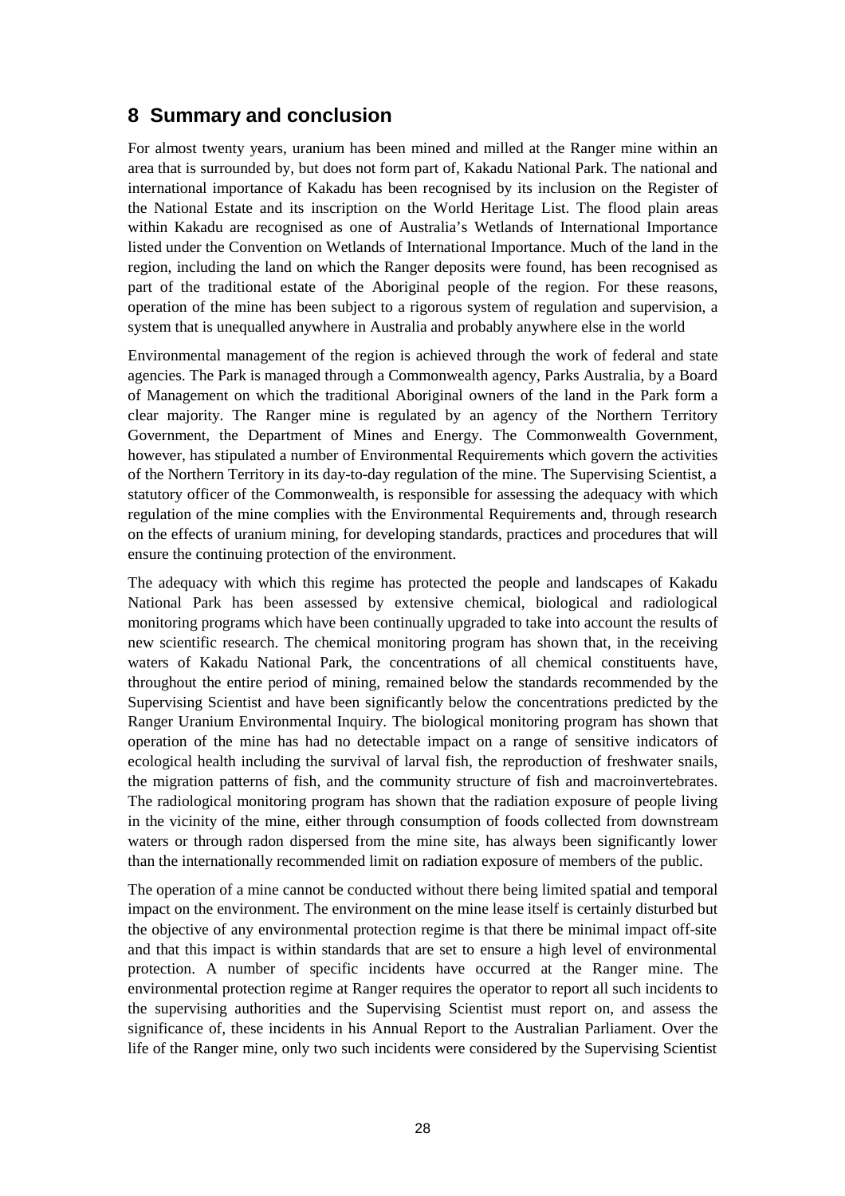## 8 Summary and conclusion

For almost twenty years, uranium has been mined and milled at the Ranger mine within an area that is surrounded by, but does not form part of, Kakadu National Park. The national and international importance of Kakadu has been recognised by its inclusion on the Register of the National Estate and its inscription on the World Heritage List. The flood plain areas within Kakadu are recognised as one of Australia's Wetlands of International Importance listed under the Convention on Wetlands of International Importance. Much of the land in the region, including the land on which the Ranger deposits were found, has been recognised as part of the traditional estate of the Aboriginal people of the region. For these reasons, operation of the mine has been subject to a rigorous system of regulation and supervision, a system that is unequalled anywhere in Australia and probably anywhere else in the world

Environmental management of the region is achieved through the work of federal and state agencies. The Park is managed through a Commonwealth agency, Parks Australia, by a Board of Management on which the traditional Aboriginal owners of the land in the Park form a clear majority. The Ranger mine is regulated by an agency of the Northern Territory Government, the Department of Mines and Energy. The Commonwealth Government, however, has stipulated a number of Environmental Requirements which govern the activities of the Northern Territory in its day-to-day regulation of the mine. The Supervising Scientist, a statutory officer of the Commonwealth, is responsible for assessing the adequacy with which regulation of the mine complies with the Environmental Requirements and, through research on the effects of uranium mining, for developing standards, practices and procedures that will ensure the continuing protection of the environment.

The adequacy with which this regime has protected the people and landscapes of Kakadu National Park has been assessed by extensive chemical, biological and radiological monitoring programs which have been continually upgraded to take into account the results of new scientific research. The chemical monitoring program has shown that, in the receiving waters of Kakadu National Park, the concentrations of all chemical constituents have, throughout the entire period of mining, remained below the standards recommended by the Supervising Scientist and have been significantly below the concentrations predicted by the Ranger Uranium Environmental Inquiry. The biological monitoring program has shown that operation of the mine has had no detectable impact on a range of sensitive indicators of ecological health including the survival of larval fish, the reproduction of freshwater snails, the migration patterns of fish, and the community structure of fish and macroinvertebrates. The radiological monitoring program has shown that the radiation exposure of people living in the vicinity of the mine, either through consumption of foods collected from downstream waters or through radon dispersed from the mine site, has always been significantly lower than the internationally recommended limit on radiation exposure of members of the public.

The operation of a mine cannot be conducted without there being limited spatial and temporal impact on the environment. The environment on the mine lease itself is certainly disturbed but the objective of any environmental protection regime is that there be minimal impact off-site and that this impact is within standards that are set to ensure a high level of environmental protection. A number of specific incidents have occurred at the Ranger mine. The environmental protection regime at Ranger requires the operator to report all such incidents to the supervising authorities and the Supervising Scientist must report on, and assess the significance of, these incidents in his Annual Report to the Australian Parliament. Over the life of the Ranger mine, only two such incidents were considered by the Supervising Scientist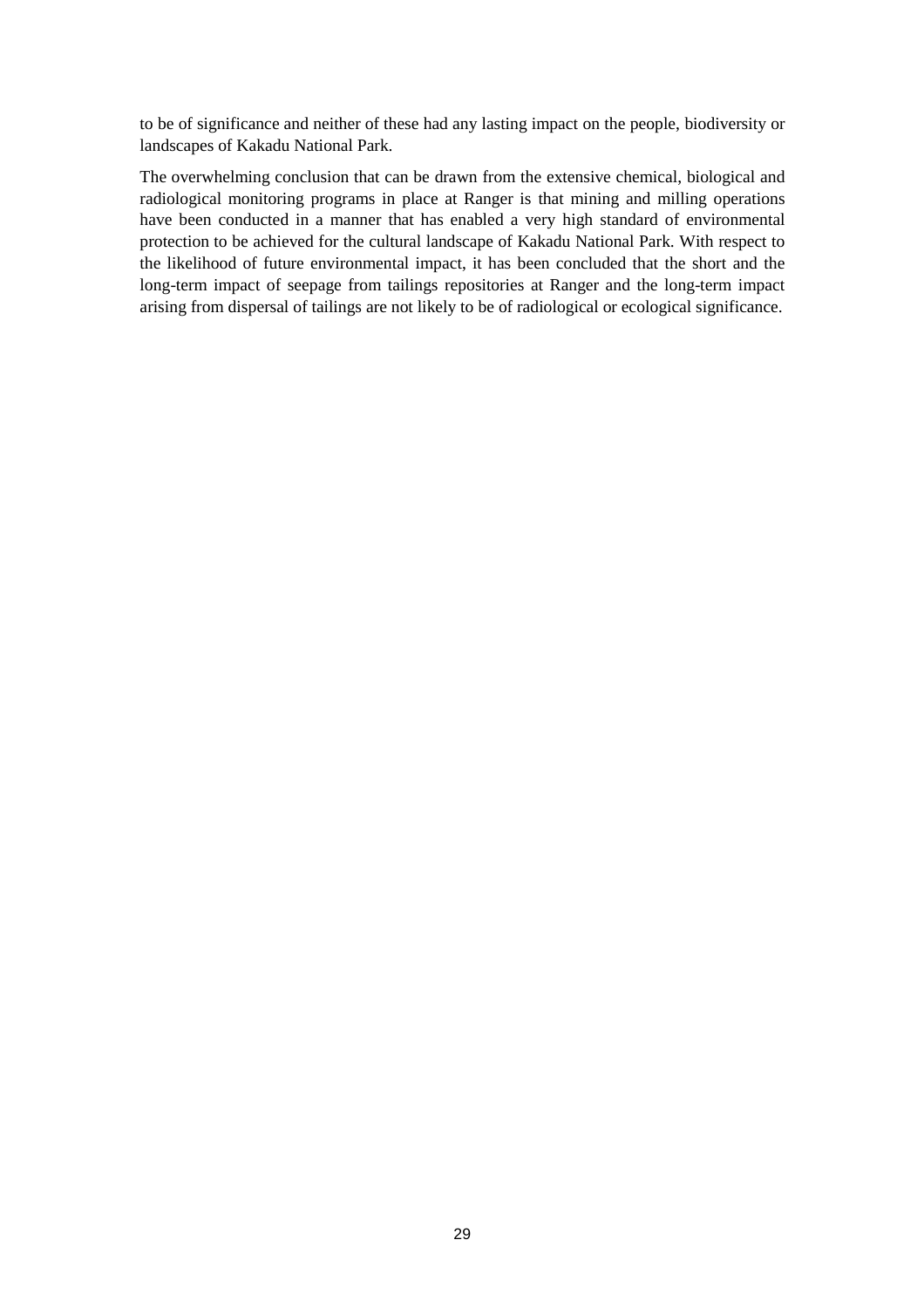to be of significance and neither of these had any lasting impact on the people, biodiversity or landscapes of Kakadu National Park.

The overwhelming conclusion that can be drawn from the extensive chemical, biological and radiological monitoring programs in place at Ranger is that mining and milling operations have been conducted in a manner that has enabled a very high standard of environmental protection to be achieved for the cultural landscape of Kakadu National Park. With respect to the likelihood of future environmental impact, it has been concluded that the short and the long-term impact of seepage from tailings repositories at Ranger and the long-term impact arising from dispersal of tailings are not likely to be of radiological or ecological significance.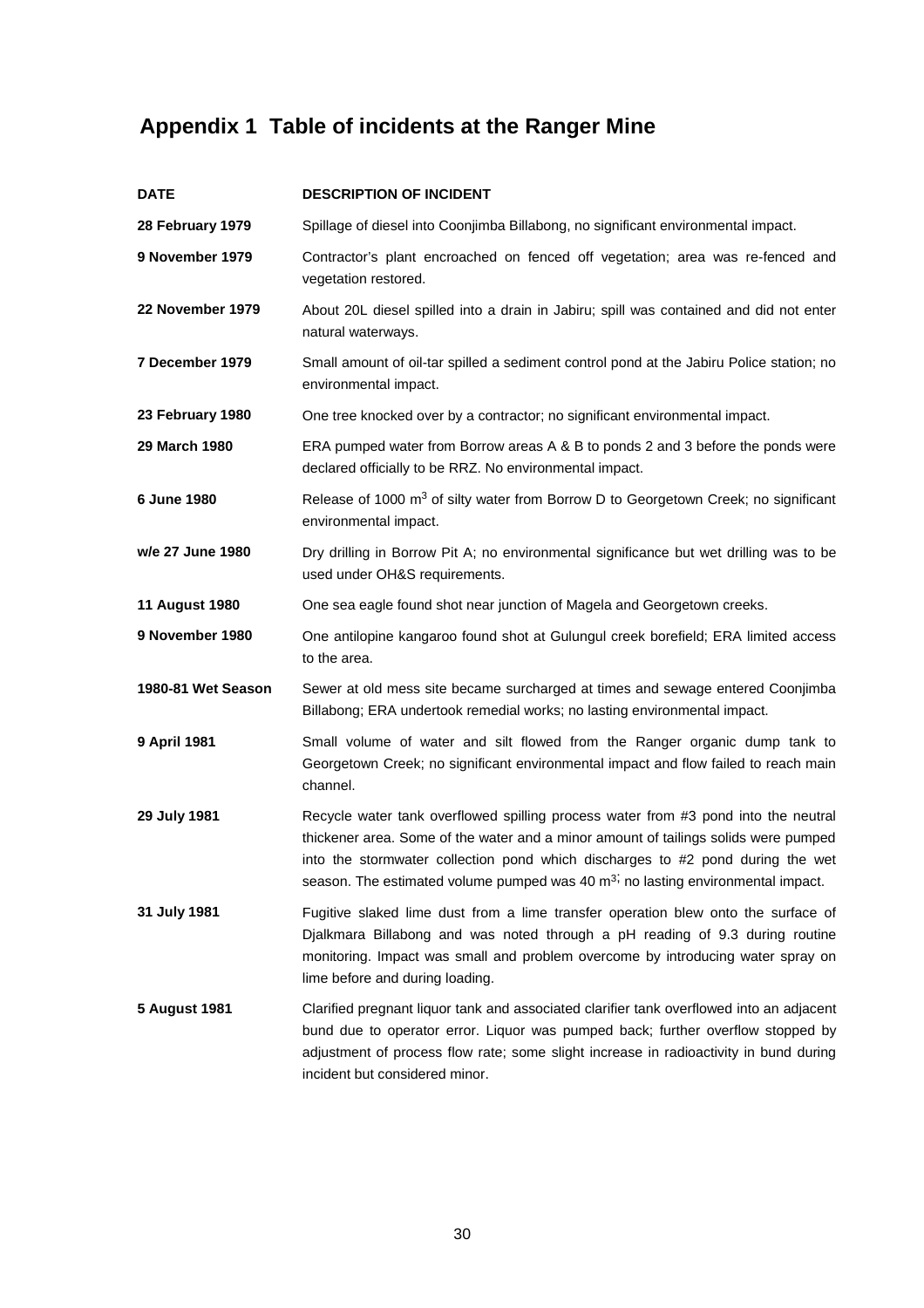# Appendix 1  Table of incidents at the Ranger Mine

| DATE | DESCRIPTION OF INCIDENT |
|---|---|
| **28 February 1979** | Spillage of diesel into Coonjimba Billabong, no significant environmental impact. |
| **9 November 1979** | Contractor's plant encroached on fenced off vegetation; area was re-fenced and vegetation restored. |
| **22 November 1979** | About 20L diesel spilled into a drain in Jabiru; spill was contained and did not enter natural waterways. |
| **7 December 1979** | Small amount of oil-tar spilled a sediment control pond at the Jabiru Police station; no environmental impact. |
| **23 February 1980** | One tree knocked over by a contractor; no significant environmental impact. |
| **29 March 1980** | ERA pumped water from Borrow areas A & B to ponds 2 and 3 before the ponds were declared officially to be RRZ. No environmental impact. |
| **6 June 1980** | Release of 1000 $m^3$ of silty water from Borrow D to Georgetown Creek; no significant environmental impact. |
| **w/e 27 June 1980** | Dry drilling in Borrow Pit A; no environmental significance but wet drilling was to be used under OH&S requirements. |
| **11 August 1980** | One sea eagle found shot near junction of Magela and Georgetown creeks. |
| **9 November 1980** | One antilopine kangaroo found shot at Gulungul creek borefield; ERA limited access to the area. |
| **1980-81 Wet Season** | Sewer at old mess site became surcharged at times and sewage entered Coonjimba Billabong; ERA undertook remedial works; no lasting environmental impact. |
| **9 April 1981** | Small volume of water and silt flowed from the Ranger organic dump tank to Georgetown Creek; no significant environmental impact and flow failed to reach main channel. |
| **29 July 1981** | Recycle water tank overflowed spilling process water from #3 pond into the neutral thickener area. Some of the water and a minor amount of tailings solids were pumped into the stormwater collection pond which discharges to #2 pond during the wet season. The estimated volume pumped was 40 $m^{3}$; no lasting environmental impact. |
| **31 July 1981** | Fugitive slaked lime dust from a lime transfer operation blew onto the surface of Djalkmara Billabong and was noted through a pH reading of 9.3 during routine monitoring. Impact was small and problem overcome by introducing water spray on lime before and during loading. |
| **5 August 1981** | Clarified pregnant liquor tank and associated clarifier tank overflowed into an adjacent bund due to operator error. Liquor was pumped back; further overflow stopped by adjustment of process flow rate; some slight increase in radioactivity in bund during incident but considered minor. |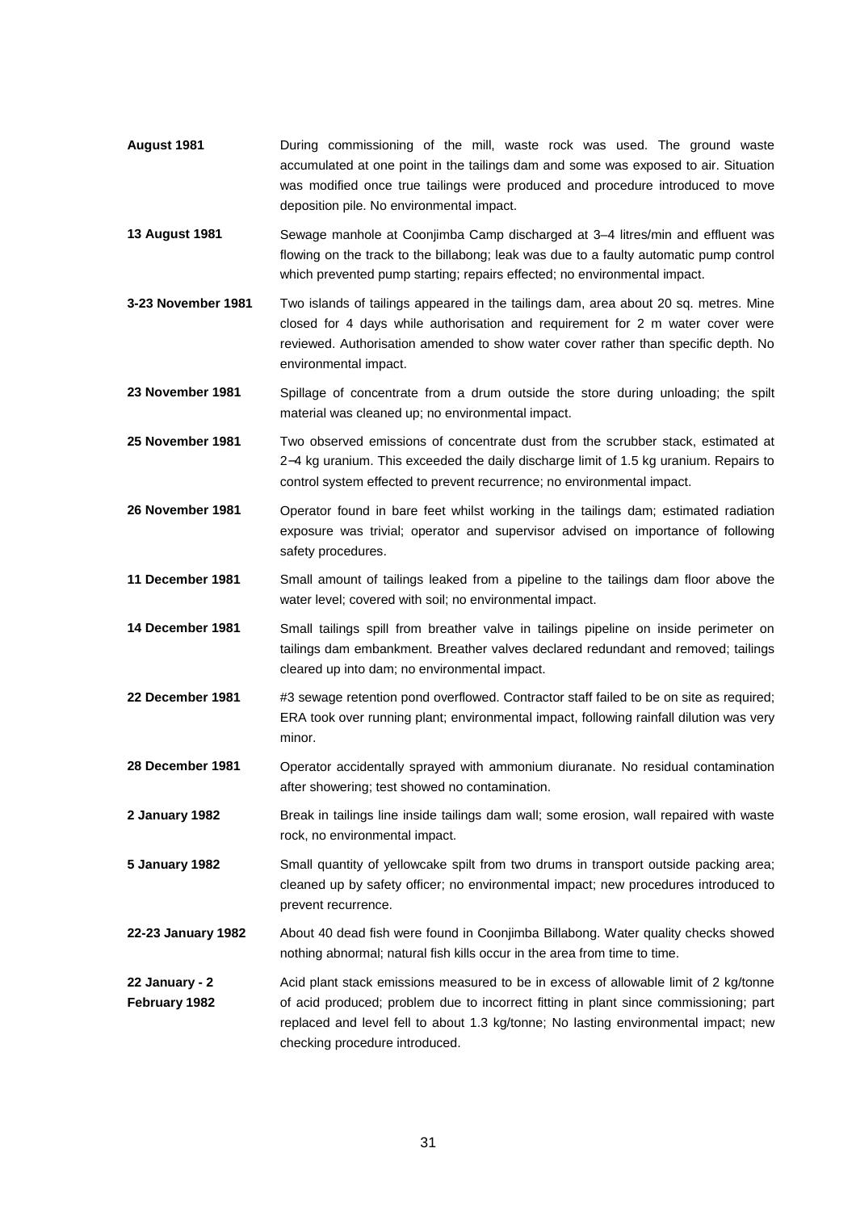| | |
|---|---|
| **August 1981** | During commissioning of the mill, waste rock was used. The ground waste accumulated at one point in the tailings dam and some was exposed to air. Situation was modified once true tailings were produced and procedure introduced to move deposition pile. No environmental impact. |
| **13 August 1981** | Sewage manhole at Coonjimba Camp discharged at 3–4 litres/min and effluent was flowing on the track to the billabong; leak was due to a faulty automatic pump control which prevented pump starting; repairs effected; no environmental impact. |
| **3-23 November 1981** | Two islands of tailings appeared in the tailings dam, area about 20 sq. metres. Mine closed for 4 days while authorisation and requirement for 2 m water cover were reviewed. Authorisation amended to show water cover rather than specific depth. No environmental impact. |
| **23 November 1981** | Spillage of concentrate from a drum outside the store during unloading; the spilt material was cleaned up; no environmental impact. |
| **25 November 1981** | Two observed emissions of concentrate dust from the scrubber stack, estimated at 2–4 kg uranium. This exceeded the daily discharge limit of 1.5 kg uranium. Repairs to control system effected to prevent recurrence; no environmental impact. |
| **26 November 1981** | Operator found in bare feet whilst working in the tailings dam; estimated radiation exposure was trivial; operator and supervisor advised on importance of following safety procedures. |
| **11 December 1981** | Small amount of tailings leaked from a pipeline to the tailings dam floor above the water level; covered with soil; no environmental impact. |
| **14 December 1981** | Small tailings spill from breather valve in tailings pipeline on inside perimeter on tailings dam embankment. Breather valves declared redundant and removed; tailings cleared up into dam; no environmental impact. |
| **22 December 1981** | #3 sewage retention pond overflowed. Contractor staff failed to be on site as required; ERA took over running plant; environmental impact, following rainfall dilution was very minor. |
| **28 December 1981** | Operator accidentally sprayed with ammonium diuranate. No residual contamination after showering; test showed no contamination. |
| **2 January 1982** | Break in tailings line inside tailings dam wall; some erosion, wall repaired with waste rock, no environmental impact. |
| **5 January 1982** | Small quantity of yellowcake spilt from two drums in transport outside packing area; cleaned up by safety officer; no environmental impact; new procedures introduced to prevent recurrence. |
| **22-23 January 1982** | About 40 dead fish were found in Coonjimba Billabong. Water quality checks showed nothing abnormal; natural fish kills occur in the area from time to time. |
| **22 January - 2 February 1982** | Acid plant stack emissions measured to be in excess of allowable limit of 2 kg/tonne of acid produced; problem due to incorrect fitting in plant since commissioning; part replaced and level fell to about 1.3 kg/tonne; No lasting environmental impact; new checking procedure introduced. |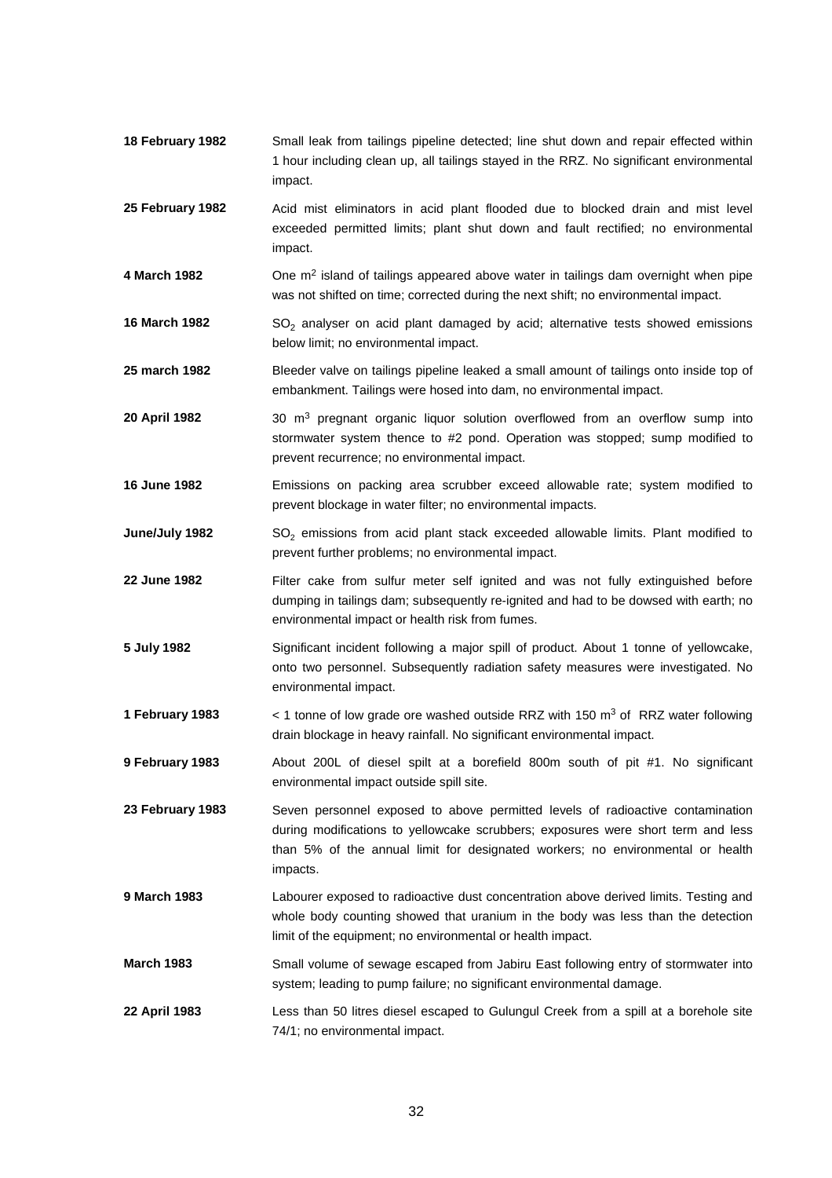**18 February 1982** Small leak from tailings pipeline detected; line shut down and repair effected within 1 hour including clean up, all tailings stayed in the RRZ. No significant environmental impact.

**25 February 1982** Acid mist eliminators in acid plant flooded due to blocked drain and mist level exceeded permitted limits; plant shut down and fault rectified; no environmental impact.

**4 March 1982** One $m^2$ island of tailings appeared above water in tailings dam overnight when pipe was not shifted on time; corrected during the next shift; no environmental impact.

**16 March 1982** $SO_2$ analyser on acid plant damaged by acid; alternative tests showed emissions below limit; no environmental impact.

**25 march 1982** Bleeder valve on tailings pipeline leaked a small amount of tailings onto inside top of embankment. Tailings were hosed into dam, no environmental impact.

**20 April 1982** 30 $m^3$ pregnant organic liquor solution overflowed from an overflow sump into stormwater system thence to #2 pond. Operation was stopped; sump modified to prevent recurrence; no environmental impact.

**16 June 1982** Emissions on packing area scrubber exceed allowable rate; system modified to prevent blockage in water filter; no environmental impacts.

**June/July 1982** $SO_2$ emissions from acid plant stack exceeded allowable limits. Plant modified to prevent further problems; no environmental impact.

**22 June 1982** Filter cake from sulfur meter self ignited and was not fully extinguished before dumping in tailings dam; subsequently re-ignited and had to be dowsed with earth; no environmental impact or health risk from fumes.

**5 July 1982** Significant incident following a major spill of product. About 1 tonne of yellowcake, onto two personnel. Subsequently radiation safety measures were investigated. No environmental impact.

**1 February 1983** < 1 tonne of low grade ore washed outside RRZ with 150 $m^3$ of RRZ water following drain blockage in heavy rainfall. No significant environmental impact.

**9 February 1983** About 200L of diesel spilt at a borefield 800m south of pit #1. No significant environmental impact outside spill site.

**23 February 1983** Seven personnel exposed to above permitted levels of radioactive contamination during modifications to yellowcake scrubbers; exposures were short term and less than 5% of the annual limit for designated workers; no environmental or health impacts.

**9 March 1983** Labourer exposed to radioactive dust concentration above derived limits. Testing and whole body counting showed that uranium in the body was less than the detection limit of the equipment; no environmental or health impact.

**March 1983** Small volume of sewage escaped from Jabiru East following entry of stormwater into system; leading to pump failure; no significant environmental damage.

**22 April 1983** Less than 50 litres diesel escaped to Gulungul Creek from a spill at a borehole site 74/1; no environmental impact.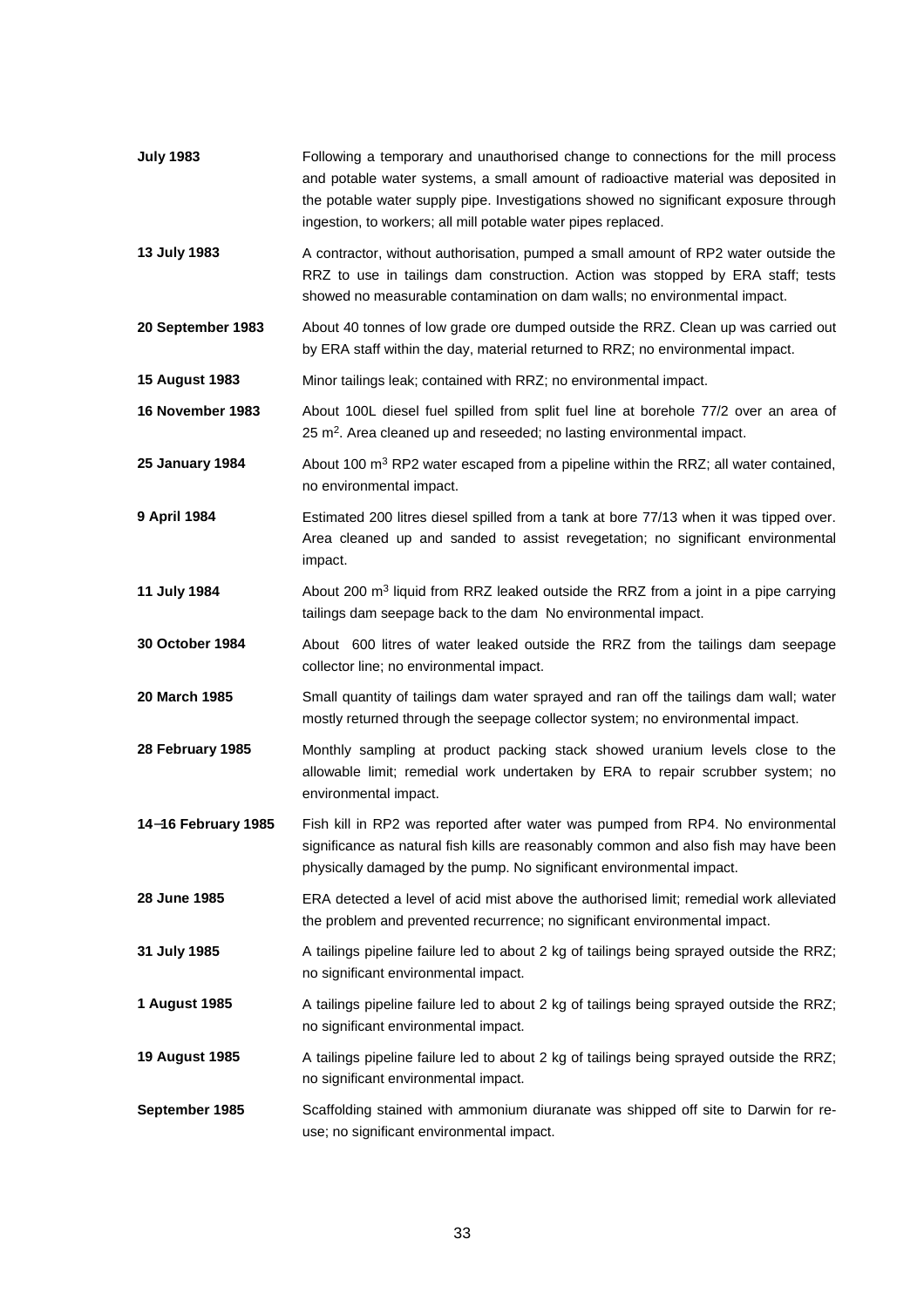| | |
|---|---|
| **July 1983** | Following a temporary and unauthorised change to connections for the mill process and potable water systems, a small amount of radioactive material was deposited in the potable water supply pipe. Investigations showed no significant exposure through ingestion, to workers; all mill potable water pipes replaced. |
| **13 July 1983** | A contractor, without authorisation, pumped a small amount of RP2 water outside the RRZ to use in tailings dam construction. Action was stopped by ERA staff; tests showed no measurable contamination on dam walls; no environmental impact. |
| **20 September 1983** | About 40 tonnes of low grade ore dumped outside the RRZ. Clean up was carried out by ERA staff within the day, material returned to RRZ; no environmental impact. |
| **15 August 1983** | Minor tailings leak; contained with RRZ; no environmental impact. |
| **16 November 1983** | About 100L diesel fuel spilled from split fuel line at borehole 77/2 over an area of 25 $m^2$. Area cleaned up and reseeded; no lasting environmental impact. |
| **25 January 1984** | About 100 $m^3$ RP2 water escaped from a pipeline within the RRZ; all water contained, no environmental impact. |
| **9 April 1984** | Estimated 200 litres diesel spilled from a tank at bore 77/13 when it was tipped over. Area cleaned up and sanded to assist revegetation; no significant environmental impact. |
| **11 July 1984** | About 200 $m^3$ liquid from RRZ leaked outside the RRZ from a joint in a pipe carrying tailings dam seepage back to the dam No environmental impact. |
| **30 October 1984** | About 600 litres of water leaked outside the RRZ from the tailings dam seepage collector line; no environmental impact. |
| **20 March 1985** | Small quantity of tailings dam water sprayed and ran off the tailings dam wall; water mostly returned through the seepage collector system; no environmental impact. |
| **28 February 1985** | Monthly sampling at product packing stack showed uranium levels close to the allowable limit; remedial work undertaken by ERA to repair scrubber system; no environmental impact. |
| **14–16 February 1985** | Fish kill in RP2 was reported after water was pumped from RP4. No environmental significance as natural fish kills are reasonably common and also fish may have been physically damaged by the pump. No significant environmental impact. |
| **28 June 1985** | ERA detected a level of acid mist above the authorised limit; remedial work alleviated the problem and prevented recurrence; no significant environmental impact. |
| **31 July 1985** | A tailings pipeline failure led to about 2 kg of tailings being sprayed outside the RRZ; no significant environmental impact. |
| **1 August 1985** | A tailings pipeline failure led to about 2 kg of tailings being sprayed outside the RRZ; no significant environmental impact. |
| **19 August 1985** | A tailings pipeline failure led to about 2 kg of tailings being sprayed outside the RRZ; no significant environmental impact. |
| **September 1985** | Scaffolding stained with ammonium diuranate was shipped off site to Darwin for re-use; no significant environmental impact. |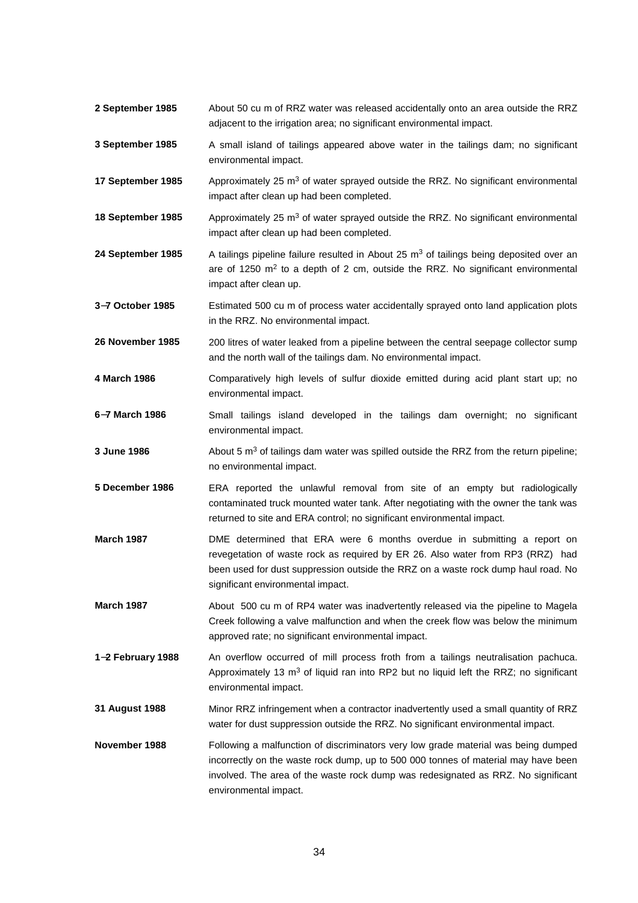**2 September 1985** About 50 cu m of RRZ water was released accidentally onto an area outside the RRZ adjacent to the irrigation area; no significant environmental impact.

**3 September 1985** A small island of tailings appeared above water in the tailings dam; no significant environmental impact.

**17 September 1985** Approximately 25 $m^3$ of water sprayed outside the RRZ. No significant environmental impact after clean up had been completed.

**18 September 1985** Approximately 25 $m^3$ of water sprayed outside the RRZ. No significant environmental impact after clean up had been completed.

**24 September 1985** A tailings pipeline failure resulted in About 25 $m^3$ of tailings being deposited over an are of 1250 $m^2$ to a depth of 2 cm, outside the RRZ. No significant environmental impact after clean up.

**3–7 October 1985** Estimated 500 cu m of process water accidentally sprayed onto land application plots in the RRZ. No environmental impact.

**26 November 1985** 200 litres of water leaked from a pipeline between the central seepage collector sump and the north wall of the tailings dam. No environmental impact.

**4 March 1986** Comparatively high levels of sulfur dioxide emitted during acid plant start up; no environmental impact.

**6–7 March 1986** Small tailings island developed in the tailings dam overnight; no significant environmental impact.

**3 June 1986** About 5 $m^3$ of tailings dam water was spilled outside the RRZ from the return pipeline; no environmental impact.

**5 December 1986** ERA reported the unlawful removal from site of an empty but radiologically contaminated truck mounted water tank. After negotiating with the owner the tank was returned to site and ERA control; no significant environmental impact.

**March 1987** DME determined that ERA were 6 months overdue in submitting a report on revegetation of waste rock as required by ER 26. Also water from RP3 (RRZ) had been used for dust suppression outside the RRZ on a waste rock dump haul road. No significant environmental impact.

**March 1987** About 500 cu m of RP4 water was inadvertently released via the pipeline to Magela Creek following a valve malfunction and when the creek flow was below the minimum approved rate; no significant environmental impact.

**1–2 February 1988** An overflow occurred of mill process froth from a tailings neutralisation pachuca. Approximately 13 $m^3$ of liquid ran into RP2 but no liquid left the RRZ; no significant environmental impact.

**31 August 1988** Minor RRZ infringement when a contractor inadvertently used a small quantity of RRZ water for dust suppression outside the RRZ. No significant environmental impact.

**November 1988** Following a malfunction of discriminators very low grade material was being dumped incorrectly on the waste rock dump, up to 500 000 tonnes of material may have been involved. The area of the waste rock dump was redesignated as RRZ. No significant environmental impact.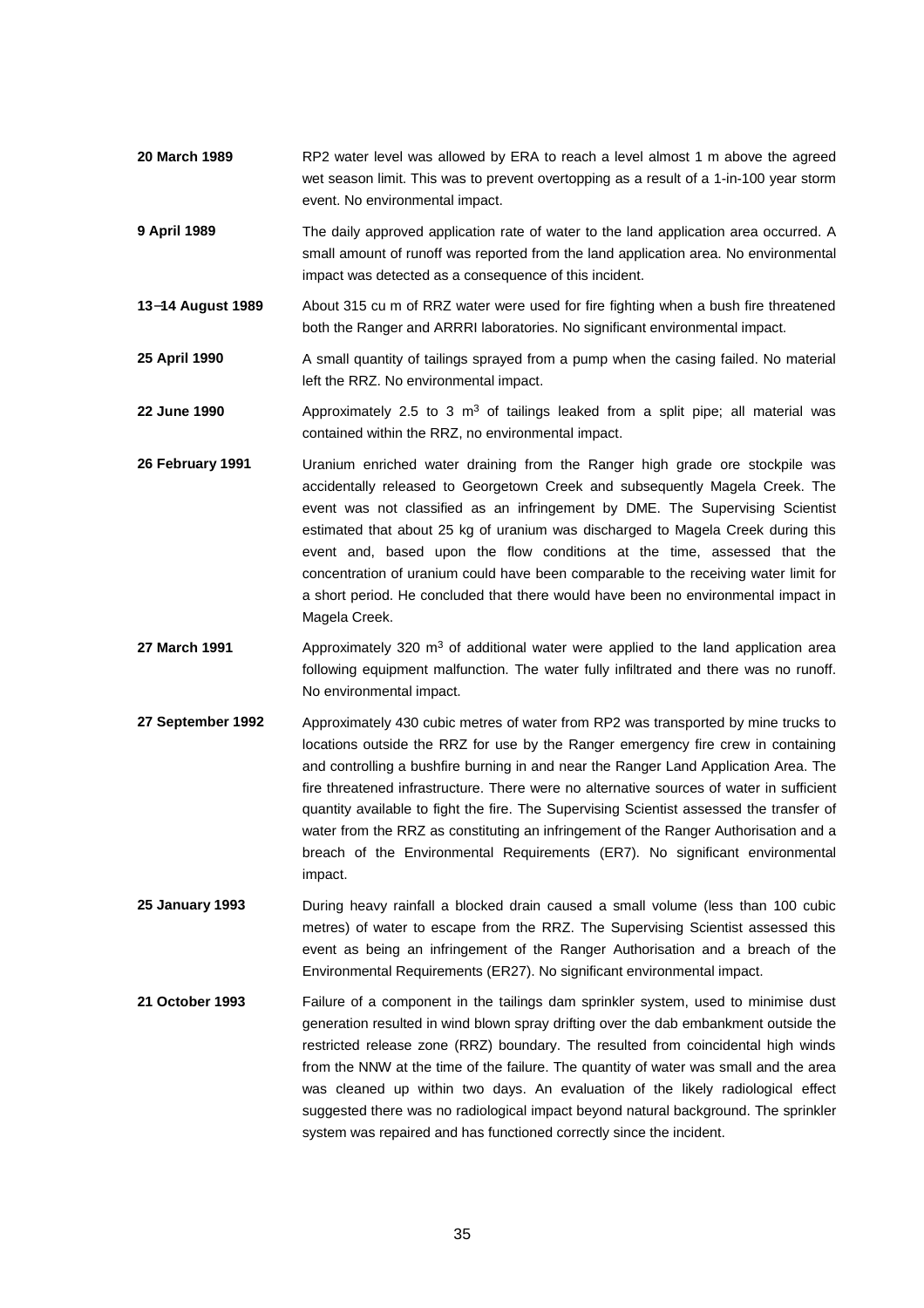**20 March 1989** RP2 water level was allowed by ERA to reach a level almost 1 m above the agreed wet season limit. This was to prevent overtopping as a result of a 1-in-100 year storm event. No environmental impact.

**9 April 1989** The daily approved application rate of water to the land application area occurred. A small amount of runoff was reported from the land application area. No environmental impact was detected as a consequence of this incident.

**13–14 August 1989** About 315 cu m of RRZ water were used for fire fighting when a bush fire threatened both the Ranger and ARRRI laboratories. No significant environmental impact.

**25 April 1990** A small quantity of tailings sprayed from a pump when the casing failed. No material left the RRZ. No environmental impact.

**22 June 1990** Approximately 2.5 to 3 $m^3$ of tailings leaked from a split pipe; all material was contained within the RRZ, no environmental impact.

**26 February 1991** Uranium enriched water draining from the Ranger high grade ore stockpile was accidentally released to Georgetown Creek and subsequently Magela Creek. The event was not classified as an infringement by DME. The Supervising Scientist estimated that about 25 kg of uranium was discharged to Magela Creek during this event and, based upon the flow conditions at the time, assessed that the concentration of uranium could have been comparable to the receiving water limit for a short period. He concluded that there would have been no environmental impact in Magela Creek.

**27 March 1991** Approximately 320 $m^3$ of additional water were applied to the land application area following equipment malfunction. The water fully infiltrated and there was no runoff. No environmental impact.

**27 September 1992** Approximately 430 cubic metres of water from RP2 was transported by mine trucks to locations outside the RRZ for use by the Ranger emergency fire crew in containing and controlling a bushfire burning in and near the Ranger Land Application Area. The fire threatened infrastructure. There were no alternative sources of water in sufficient quantity available to fight the fire. The Supervising Scientist assessed the transfer of water from the RRZ as constituting an infringement of the Ranger Authorisation and a breach of the Environmental Requirements (ER7). No significant environmental impact.

**25 January 1993** During heavy rainfall a blocked drain caused a small volume (less than 100 cubic metres) of water to escape from the RRZ. The Supervising Scientist assessed this event as being an infringement of the Ranger Authorisation and a breach of the Environmental Requirements (ER27). No significant environmental impact.

**21 October 1993** Failure of a component in the tailings dam sprinkler system, used to minimise dust generation resulted in wind blown spray drifting over the dab embankment outside the restricted release zone (RRZ) boundary. The resulted from coincidental high winds from the NNW at the time of the failure. The quantity of water was small and the area was cleaned up within two days. An evaluation of the likely radiological effect suggested there was no radiological impact beyond natural background. The sprinkler system was repaired and has functioned correctly since the incident.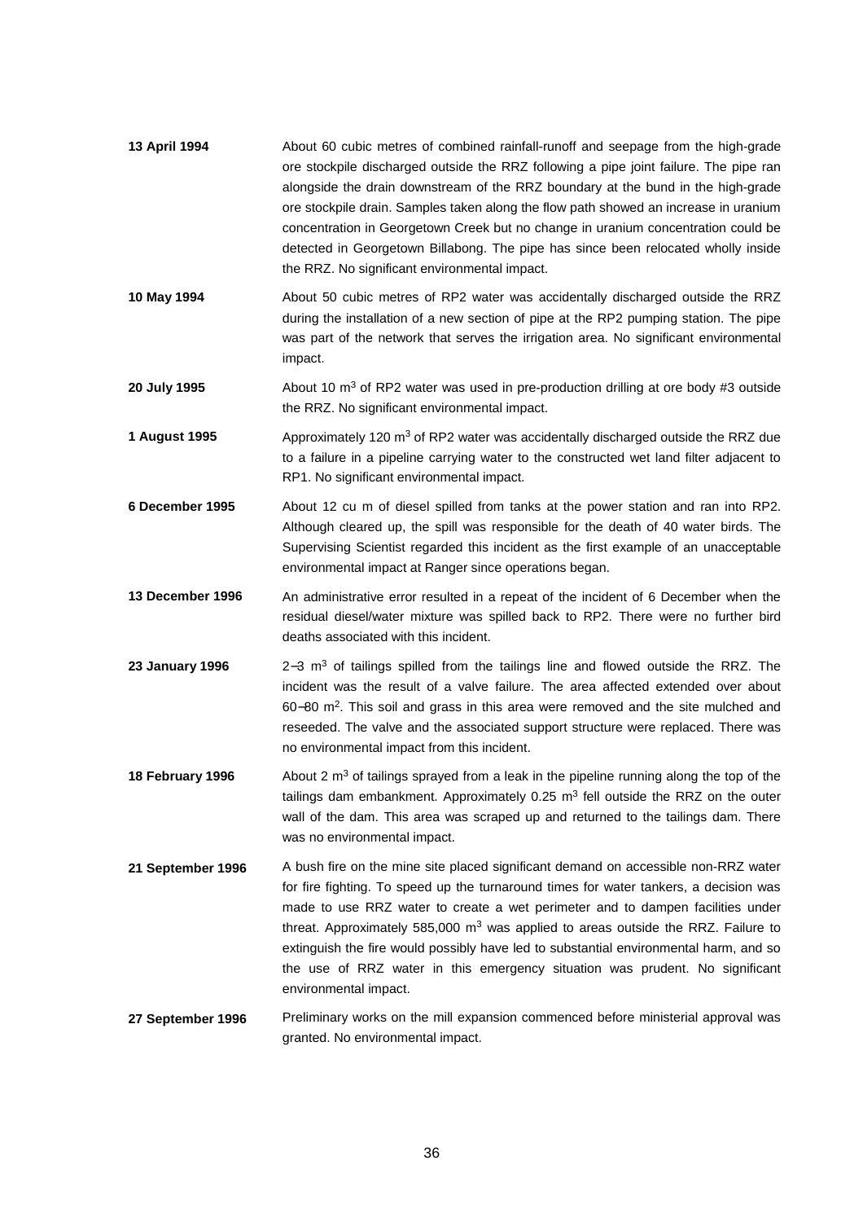**13 April 1994** About 60 cubic metres of combined rainfall-runoff and seepage from the high-grade ore stockpile discharged outside the RRZ following a pipe joint failure. The pipe ran alongside the drain downstream of the RRZ boundary at the bund in the high-grade ore stockpile drain. Samples taken along the flow path showed an increase in uranium concentration in Georgetown Creek but no change in uranium concentration could be detected in Georgetown Billabong. The pipe has since been relocated wholly inside the RRZ. No significant environmental impact.

**10 May 1994** About 50 cubic metres of RP2 water was accidentally discharged outside the RRZ during the installation of a new section of pipe at the RP2 pumping station. The pipe was part of the network that serves the irrigation area. No significant environmental impact.

**20 July 1995** About 10 $m^3$ of RP2 water was used in pre-production drilling at ore body #3 outside the RRZ. No significant environmental impact.

**1 August 1995** Approximately 120 $m^3$ of RP2 water was accidentally discharged outside the RRZ due to a failure in a pipeline carrying water to the constructed wet land filter adjacent to RP1. No significant environmental impact.

**6 December 1995** About 12 cu m of diesel spilled from tanks at the power station and ran into RP2. Although cleared up, the spill was responsible for the death of 40 water birds. The Supervising Scientist regarded this incident as the first example of an unacceptable environmental impact at Ranger since operations began.

**13 December 1996** An administrative error resulted in a repeat of the incident of 6 December when the residual diesel/water mixture was spilled back to RP2. There were no further bird deaths associated with this incident.

**23 January 1996** 2–3 $m^3$ of tailings spilled from the tailings line and flowed outside the RRZ. The incident was the result of a valve failure. The area affected extended over about 60–80 $m^2$. This soil and grass in this area were removed and the site mulched and reseeded. The valve and the associated support structure were replaced. There was no environmental impact from this incident.

**18 February 1996** About 2 $m^3$ of tailings sprayed from a leak in the pipeline running along the top of the tailings dam embankment. Approximately 0.25 $m^3$ fell outside the RRZ on the outer wall of the dam. This area was scraped up and returned to the tailings dam. There was no environmental impact.

**21 September 1996** A bush fire on the mine site placed significant demand on accessible non-RRZ water for fire fighting. To speed up the turnaround times for water tankers, a decision was made to use RRZ water to create a wet perimeter and to dampen facilities under threat. Approximately 585,000 $m^3$ was applied to areas outside the RRZ. Failure to extinguish the fire would possibly have led to substantial environmental harm, and so the use of RRZ water in this emergency situation was prudent. No significant environmental impact.

**27 September 1996** Preliminary works on the mill expansion commenced before ministerial approval was granted. No environmental impact.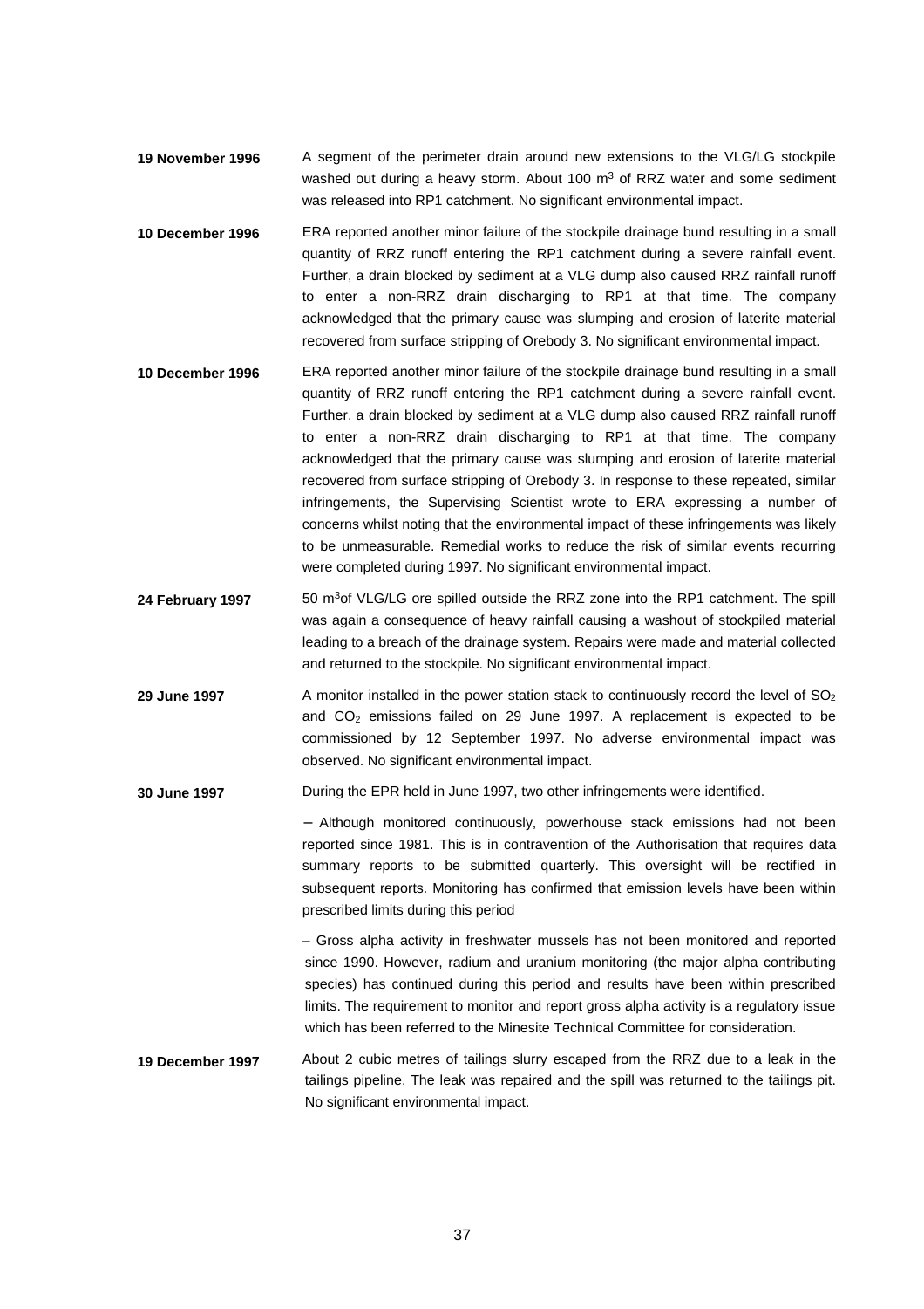**19 November 1996** A segment of the perimeter drain around new extensions to the VLG/LG stockpile washed out during a heavy storm. About 100 $m^3$ of RRZ water and some sediment was released into RP1 catchment. No significant environmental impact.

**10 December 1996** ERA reported another minor failure of the stockpile drainage bund resulting in a small quantity of RRZ runoff entering the RP1 catchment during a severe rainfall event. Further, a drain blocked by sediment at a VLG dump also caused RRZ rainfall runoff to enter a non-RRZ drain discharging to RP1 at that time. The company acknowledged that the primary cause was slumping and erosion of laterite material recovered from surface stripping of Orebody 3. No significant environmental impact.

**10 December 1996** ERA reported another minor failure of the stockpile drainage bund resulting in a small quantity of RRZ runoff entering the RP1 catchment during a severe rainfall event. Further, a drain blocked by sediment at a VLG dump also caused RRZ rainfall runoff to enter a non-RRZ drain discharging to RP1 at that time. The company acknowledged that the primary cause was slumping and erosion of laterite material recovered from surface stripping of Orebody 3. In response to these repeated, similar infringements, the Supervising Scientist wrote to ERA expressing a number of concerns whilst noting that the environmental impact of these infringements was likely to be unmeasurable. Remedial works to reduce the risk of similar events recurring were completed during 1997. No significant environmental impact.

**24 February 1997** 50 $m^3$ of VLG/LG ore spilled outside the RRZ zone into the RP1 catchment. The spill was again a consequence of heavy rainfall causing a washout of stockpiled material leading to a breach of the drainage system. Repairs were made and material collected and returned to the stockpile. No significant environmental impact.

**29 June 1997** A monitor installed in the power station stack to continuously record the level of $SO_2$ and $CO_2$ emissions failed on 29 June 1997. A replacement is expected to be commissioned by 12 September 1997. No adverse environmental impact was observed. No significant environmental impact.

**30 June 1997** During the EPR held in June 1997, two other infringements were identified.

– Although monitored continuously, powerhouse stack emissions had not been reported since 1981. This is in contravention of the Authorisation that requires data summary reports to be submitted quarterly. This oversight will be rectified in subsequent reports. Monitoring has confirmed that emission levels have been within prescribed limits during this period

– Gross alpha activity in freshwater mussels has not been monitored and reported since 1990. However, radium and uranium monitoring (the major alpha contributing species) has continued during this period and results have been within prescribed limits. The requirement to monitor and report gross alpha activity is a regulatory issue which has been referred to the Minesite Technical Committee for consideration.

**19 December 1997** About 2 cubic metres of tailings slurry escaped from the RRZ due to a leak in the tailings pipeline. The leak was repaired and the spill was returned to the tailings pit. No significant environmental impact.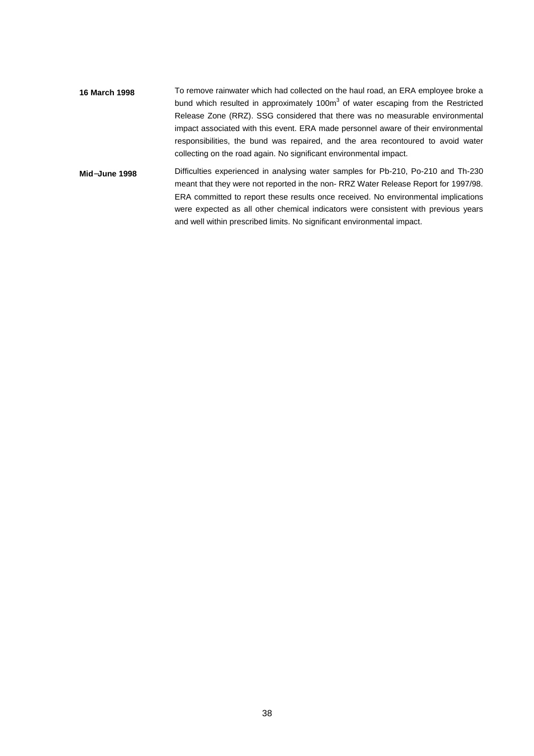**16 March 1998** To remove rainwater which had collected on the haul road, an ERA employee broke a bund which resulted in approximately $100m^3$ of water escaping from the Restricted Release Zone (RRZ). SSG considered that there was no measurable environmental impact associated with this event. ERA made personnel aware of their environmental responsibilities, the bund was repaired, and the area recontoured to avoid water collecting on the road again. No significant environmental impact.

**Mid–June 1998** Difficulties experienced in analysing water samples for Pb-210, Po-210 and Th-230 meant that they were not reported in the non- RRZ Water Release Report for 1997/98. ERA committed to report these results once received. No environmental implications were expected as all other chemical indicators were consistent with previous years and well within prescribed limits. No significant environmental impact.